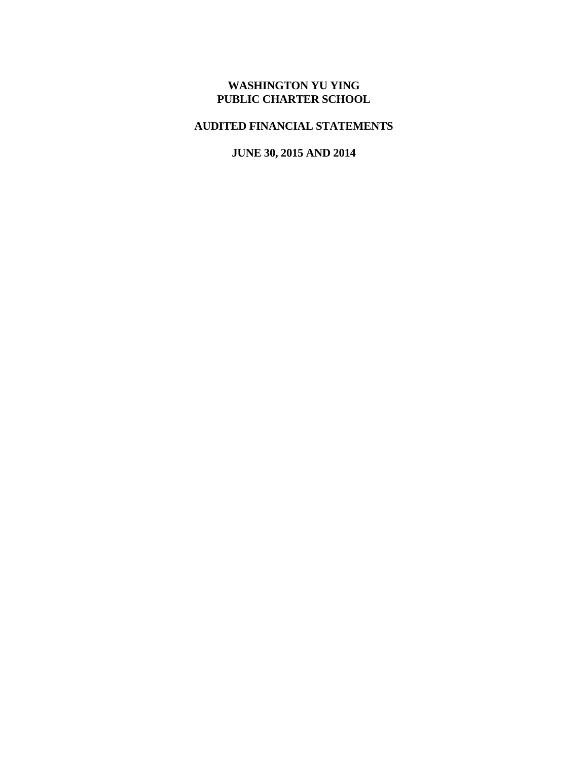# WASHINGTON YU YING
# PUBLIC CHARTER SCHOOL

## AUDITED FINANCIAL STATEMENTS

## JUNE 30, 2015 AND 2014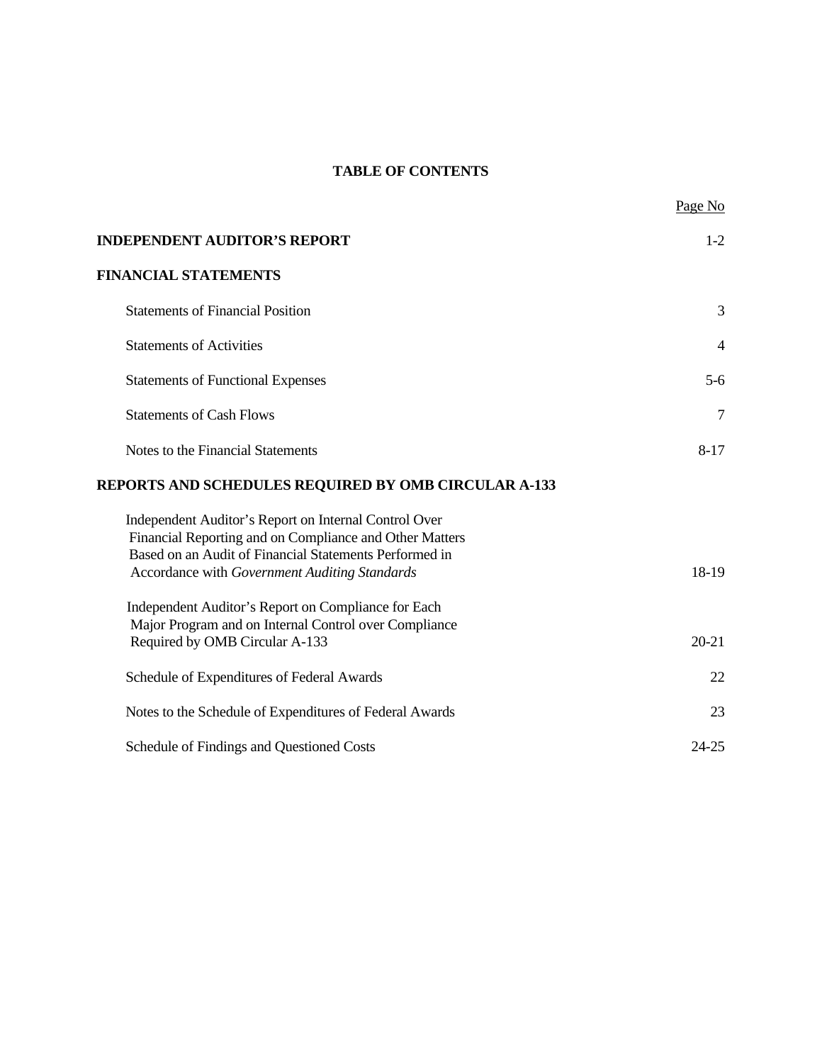# TABLE OF CONTENTS

| | Page No |
|---|---|
| **INDEPENDENT AUDITOR'S REPORT** | 1-2 |
| **FINANCIAL STATEMENTS** | |
| Statements of Financial Position | 3 |
| Statements of Activities | 4 |
| Statements of Functional Expenses | 5-6 |
| Statements of Cash Flows | 7 |
| Notes to the Financial Statements | 8-17 |
| **REPORTS AND SCHEDULES REQUIRED BY OMB CIRCULAR A-133** | |
| Independent Auditor's Report on Internal Control Over Financial Reporting and on Compliance and Other Matters Based on an Audit of Financial Statements Performed in Accordance with *Government Auditing Standards* | 18-19 |
| Independent Auditor's Report on Compliance for Each Major Program and on Internal Control over Compliance Required by OMB Circular A-133 | 20-21 |
| Schedule of Expenditures of Federal Awards | 22 |
| Notes to the Schedule of Expenditures of Federal Awards | 23 |
| Schedule of Findings and Questioned Costs | 24-25 |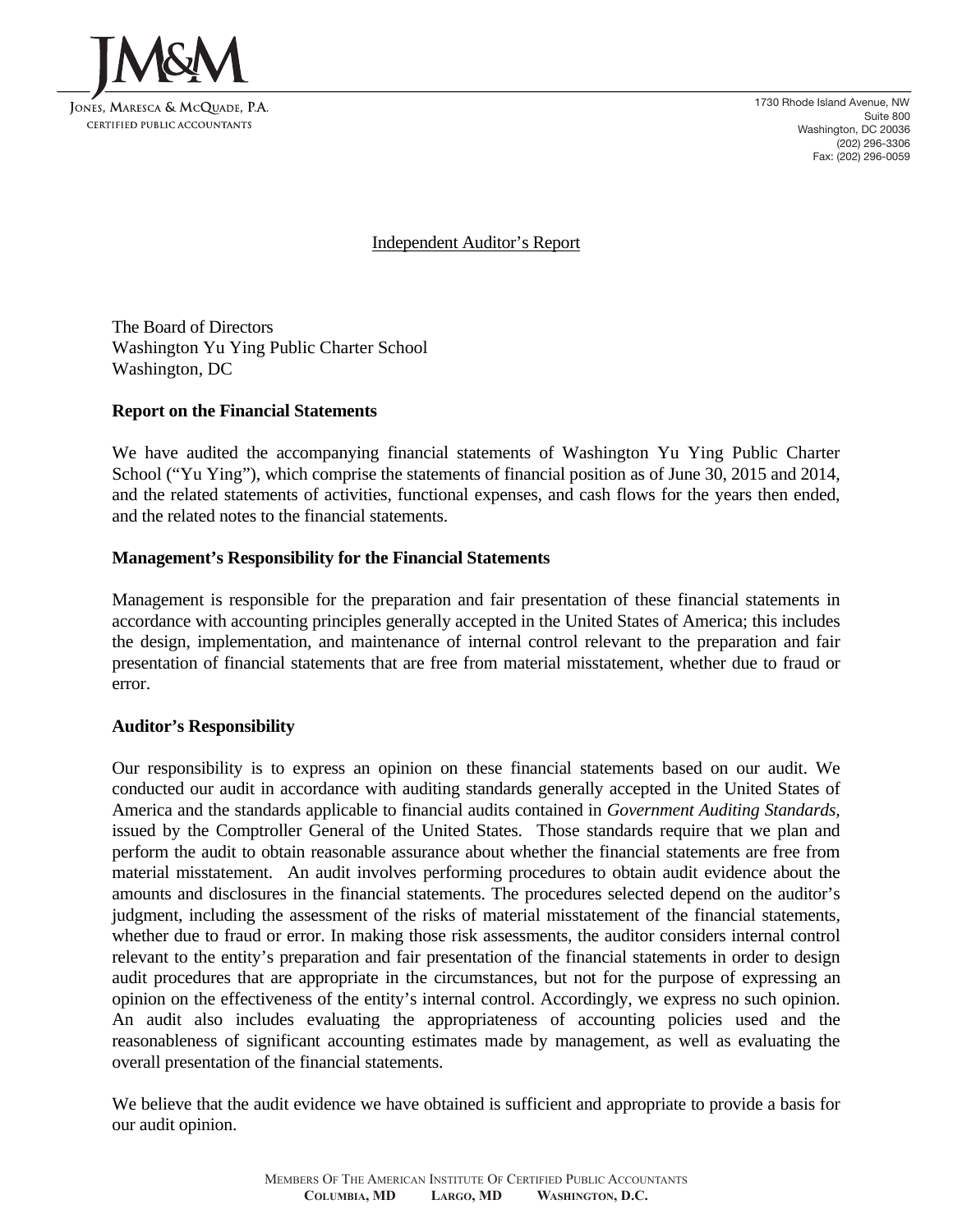JM&M

Jones, Maresca & McQuade, P.A.
Certified Public Accountants

1730 Rhode Island Avenue, NW
Suite 800
Washington, DC 20036
(202) 296-3306
Fax: (202) 296-0059

Independent Auditor's Report

The Board of Directors
Washington Yu Ying Public Charter School
Washington, DC

**Report on the Financial Statements**

We have audited the accompanying financial statements of Washington Yu Ying Public Charter School ("Yu Ying"), which comprise the statements of financial position as of June 30, 2015 and 2014, and the related statements of activities, functional expenses, and cash flows for the years then ended, and the related notes to the financial statements.

**Management's Responsibility for the Financial Statements**

Management is responsible for the preparation and fair presentation of these financial statements in accordance with accounting principles generally accepted in the United States of America; this includes the design, implementation, and maintenance of internal control relevant to the preparation and fair presentation of financial statements that are free from material misstatement, whether due to fraud or error.

**Auditor's Responsibility**

Our responsibility is to express an opinion on these financial statements based on our audit. We conducted our audit in accordance with auditing standards generally accepted in the United States of America and the standards applicable to financial audits contained in *Government Auditing Standards*, issued by the Comptroller General of the United States. Those standards require that we plan and perform the audit to obtain reasonable assurance about whether the financial statements are free from material misstatement. An audit involves performing procedures to obtain audit evidence about the amounts and disclosures in the financial statements. The procedures selected depend on the auditor's judgment, including the assessment of the risks of material misstatement of the financial statements, whether due to fraud or error. In making those risk assessments, the auditor considers internal control relevant to the entity's preparation and fair presentation of the financial statements in order to design audit procedures that are appropriate in the circumstances, but not for the purpose of expressing an opinion on the effectiveness of the entity's internal control. Accordingly, we express no such opinion. An audit also includes evaluating the appropriateness of accounting policies used and the reasonableness of significant accounting estimates made by management, as well as evaluating the overall presentation of the financial statements.

We believe that the audit evidence we have obtained is sufficient and appropriate to provide a basis for our audit opinion.

Members Of The American Institute Of Certified Public Accountants
**Columbia, MD Largo, MD Washington, D.C.**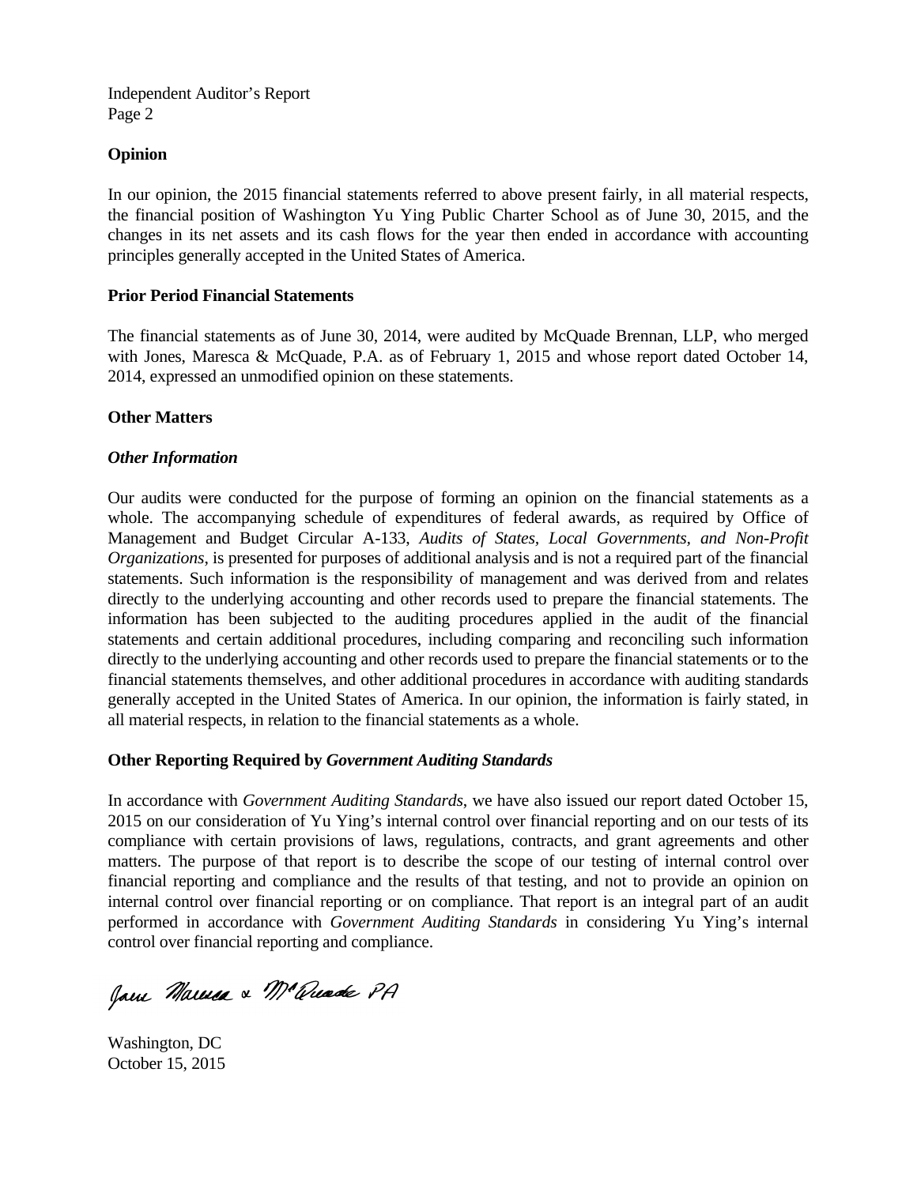## Opinion

In our opinion, the 2015 financial statements referred to above present fairly, in all material respects, the financial position of Washington Yu Ying Public Charter School as of June 30, 2015, and the changes in its net assets and its cash flows for the year then ended in accordance with accounting principles generally accepted in the United States of America.

## Prior Period Financial Statements

The financial statements as of June 30, 2014, were audited by McQuade Brennan, LLP, who merged with Jones, Maresca & McQuade, P.A. as of February 1, 2015 and whose report dated October 14, 2014, expressed an unmodified opinion on these statements.

## Other Matters

### *Other Information*

Our audits were conducted for the purpose of forming an opinion on the financial statements as a whole. The accompanying schedule of expenditures of federal awards, as required by Office of Management and Budget Circular A-133, *Audits of States, Local Governments, and Non-Profit Organizations*, is presented for purposes of additional analysis and is not a required part of the financial statements. Such information is the responsibility of management and was derived from and relates directly to the underlying accounting and other records used to prepare the financial statements. The information has been subjected to the auditing procedures applied in the audit of the financial statements and certain additional procedures, including comparing and reconciling such information directly to the underlying accounting and other records used to prepare the financial statements or to the financial statements themselves, and other additional procedures in accordance with auditing standards generally accepted in the United States of America. In our opinion, the information is fairly stated, in all material respects, in relation to the financial statements as a whole.

## Other Reporting Required by *Government Auditing Standards*

In accordance with *Government Auditing Standards*, we have also issued our report dated October 15, 2015 on our consideration of Yu Ying's internal control over financial reporting and on our tests of its compliance with certain provisions of laws, regulations, contracts, and grant agreements and other matters. The purpose of that report is to describe the scope of our testing of internal control over financial reporting and compliance and the results of that testing, and not to provide an opinion on internal control over financial reporting or on compliance. That report is an integral part of an audit performed in accordance with *Government Auditing Standards* in considering Yu Ying's internal control over financial reporting and compliance.

Jones Maresca & McQuade PA

Washington, DC
October 15, 2015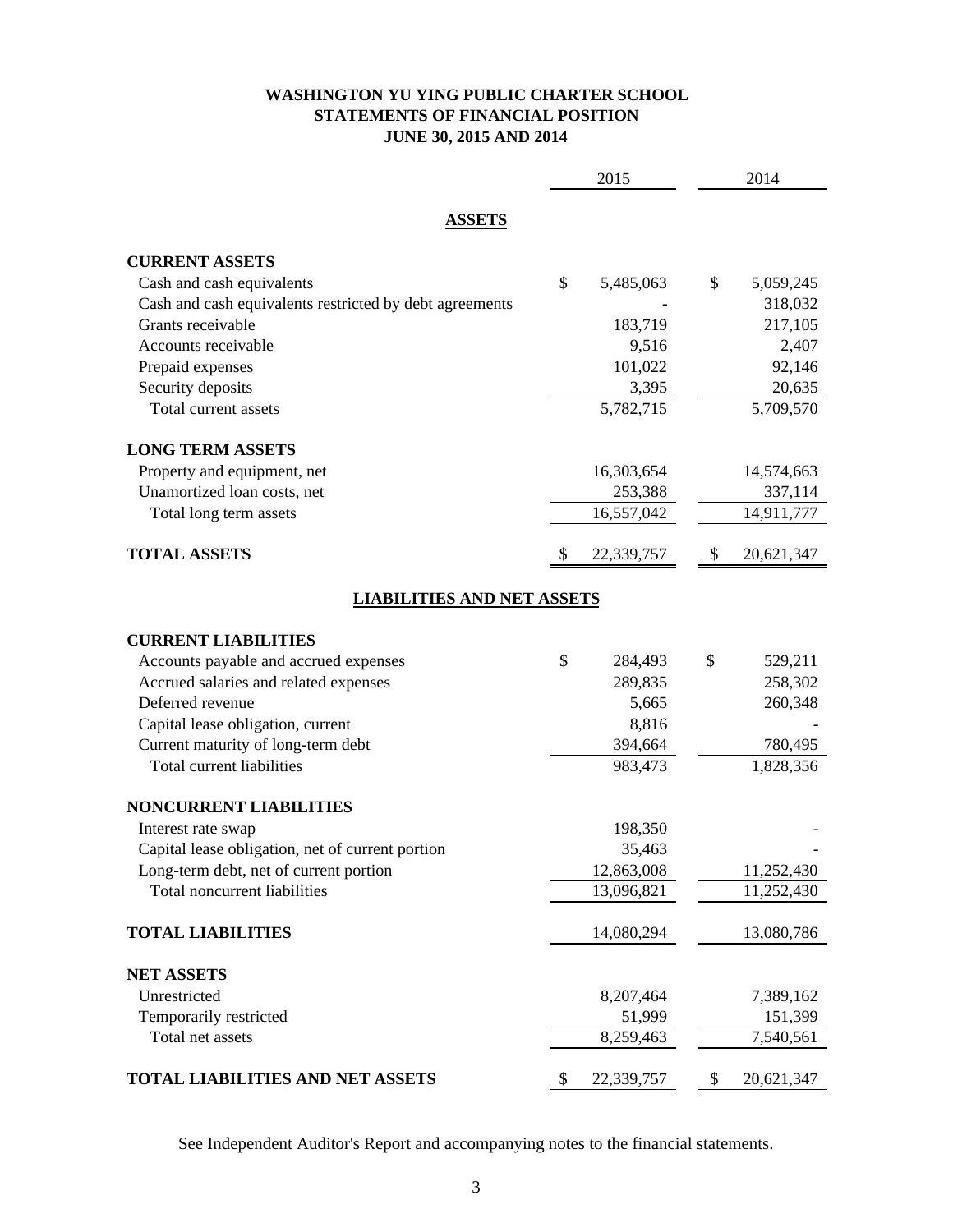# WASHINGTON YU YING PUBLIC CHARTER SCHOOL
## STATEMENTS OF FINANCIAL POSITION
### JUNE 30, 2015 AND 2014

| | 2015 | 2014 |
|---|---|---|
| **ASSETS** | | |
| **CURRENT ASSETS** | | |
| Cash and cash equivalents | $ 5,485,063 | $ 5,059,245 |
| Cash and cash equivalents restricted by debt agreements | - | 318,032 |
| Grants receivable | 183,719 | 217,105 |
| Accounts receivable | 9,516 | 2,407 |
| Prepaid expenses | 101,022 | 92,146 |
| Security deposits | 3,395 | 20,635 |
| Total current assets | 5,782,715 | 5,709,570 |
| **LONG TERM ASSETS** | | |
| Property and equipment, net | 16,303,654 | 14,574,663 |
| Unamortized loan costs, net | 253,388 | 337,114 |
| Total long term assets | 16,557,042 | 14,911,777 |
| **TOTAL ASSETS** | $ 22,339,757 | $ 20,621,347 |
| **LIABILITIES AND NET ASSETS** | | |
| **CURRENT LIABILITIES** | | |
| Accounts payable and accrued expenses | $ 284,493 | $ 529,211 |
| Accrued salaries and related expenses | 289,835 | 258,302 |
| Deferred revenue | 5,665 | 260,348 |
| Capital lease obligation, current | 8,816 | - |
| Current maturity of long-term debt | 394,664 | 780,495 |
| Total current liabilities | 983,473 | 1,828,356 |
| **NONCURRENT LIABILITIES** | | |
| Interest rate swap | 198,350 | - |
| Capital lease obligation, net of current portion | 35,463 | - |
| Long-term debt, net of current portion | 12,863,008 | 11,252,430 |
| Total noncurrent liabilities | 13,096,821 | 11,252,430 |
| **TOTAL LIABILITIES** | 14,080,294 | 13,080,786 |
| **NET ASSETS** | | |
| Unrestricted | 8,207,464 | 7,389,162 |
| Temporarily restricted | 51,999 | 151,399 |
| Total net assets | 8,259,463 | 7,540,561 |
| **TOTAL LIABILITIES AND NET ASSETS** | $ 22,339,757 | $ 20,621,347 |

See Independent Auditor's Report and accompanying notes to the financial statements.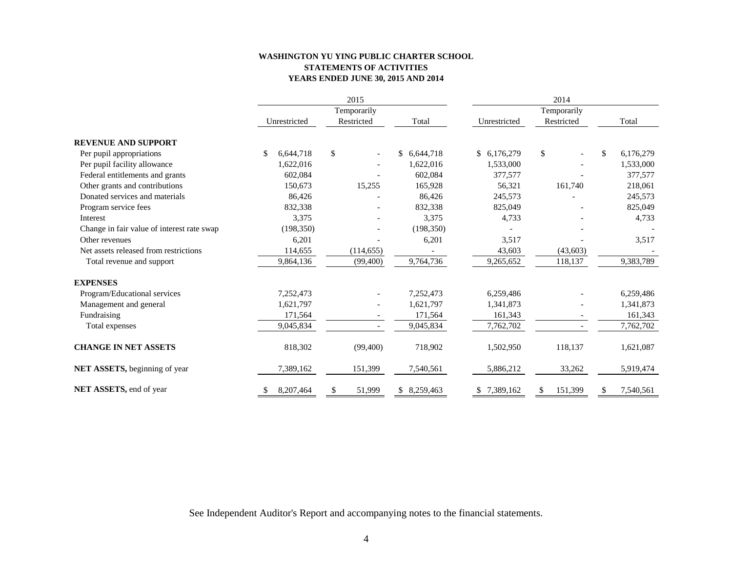**WASHINGTON YU YING PUBLIC CHARTER SCHOOL**
**STATEMENTS OF ACTIVITIES**
**YEARS ENDED JUNE 30, 2015 AND 2014**

| | 2015 | | | 2014 | | |
|---|---|---|---|---|---|---|
| | Unrestricted | Temporarily Restricted | Total | Unrestricted | Temporarily Restricted | Total |
| **REVENUE AND SUPPORT** | | | | | | |
| Per pupil appropriations | $ 6,644,718 | $ - | $ 6,644,718 | $ 6,176,279 | $ - | $ 6,176,279 |
| Per pupil facility allowance | 1,622,016 | - | 1,622,016 | 1,533,000 | - | 1,533,000 |
| Federal entitlements and grants | 602,084 | - | 602,084 | 377,577 | - | 377,577 |
| Other grants and contributions | 150,673 | 15,255 | 165,928 | 56,321 | 161,740 | 218,061 |
| Donated services and materials | 86,426 | - | 86,426 | 245,573 | - | 245,573 |
| Program service fees | 832,338 | - | 832,338 | 825,049 | - | 825,049 |
| Interest | 3,375 | - | 3,375 | 4,733 | - | 4,733 |
| Change in fair value of interest rate swap | (198,350) | - | (198,350) | - | - | - |
| Other revenues | 6,201 | - | 6,201 | 3,517 | - | 3,517 |
| Net assets released from restrictions | 114,655 | (114,655) | - | 43,603 | (43,603) | - |
| Total revenue and support | 9,864,136 | (99,400) | 9,764,736 | 9,265,652 | 118,137 | 9,383,789 |
| **EXPENSES** | | | | | | |
| Program/Educational services | 7,252,473 | - | 7,252,473 | 6,259,486 | - | 6,259,486 |
| Management and general | 1,621,797 | - | 1,621,797 | 1,341,873 | - | 1,341,873 |
| Fundraising | 171,564 | - | 171,564 | 161,343 | - | 161,343 |
| Total expenses | 9,045,834 | - | 9,045,834 | 7,762,702 | - | 7,762,702 |
| **CHANGE IN NET ASSETS** | 818,302 | (99,400) | 718,902 | 1,502,950 | 118,137 | 1,621,087 |
| **NET ASSETS,** beginning of year | 7,389,162 | 151,399 | 7,540,561 | 5,886,212 | 33,262 | 5,919,474 |
| **NET ASSETS,** end of year | $ 8,207,464 | $ 51,999 | $ 8,259,463 | $ 7,389,162 | $ 151,399 | $ 7,540,561 |

See Independent Auditor's Report and accompanying notes to the financial statements.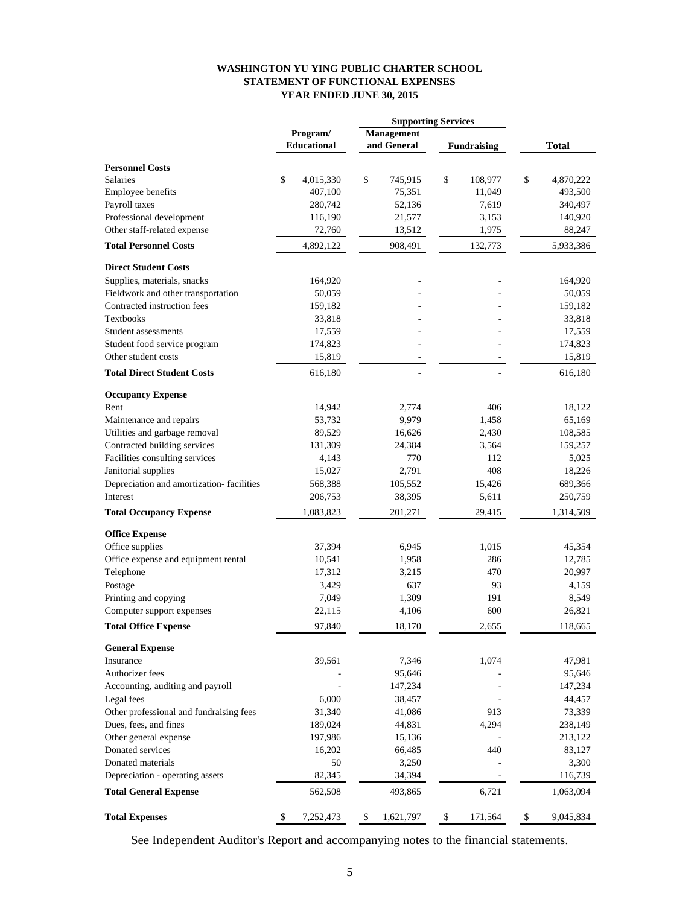# WASHINGTON YU YING PUBLIC CHARTER SCHOOL
## STATEMENT OF FUNCTIONAL EXPENSES
### YEAR ENDED JUNE 30, 2015

| | Program/ Educational | Supporting Services | | Total |
|---|---|---|---|---|
| | | Management and General | Fundraising | |
| **Personnel Costs** | | | | |
| Salaries | $ 4,015,330 | $ 745,915 | $ 108,977 | $ 4,870,222 |
| Employee benefits | 407,100 | 75,351 | 11,049 | 493,500 |
| Payroll taxes | 280,742 | 52,136 | 7,619 | 340,497 |
| Professional development | 116,190 | 21,577 | 3,153 | 140,920 |
| Other staff-related expense | 72,760 | 13,512 | 1,975 | 88,247 |
| **Total Personnel Costs** | 4,892,122 | 908,491 | 132,773 | 5,933,386 |
| **Direct Student Costs** | | | | |
| Supplies, materials, snacks | 164,920 | - | - | 164,920 |
| Fieldwork and other transportation | 50,059 | - | - | 50,059 |
| Contracted instruction fees | 159,182 | - | - | 159,182 |
| Textbooks | 33,818 | - | - | 33,818 |
| Student assessments | 17,559 | - | - | 17,559 |
| Student food service program | 174,823 | - | - | 174,823 |
| Other student costs | 15,819 | - | - | 15,819 |
| **Total Direct Student Costs** | 616,180 | - | - | 616,180 |
| **Occupancy Expense** | | | | |
| Rent | 14,942 | 2,774 | 406 | 18,122 |
| Maintenance and repairs | 53,732 | 9,979 | 1,458 | 65,169 |
| Utilities and garbage removal | 89,529 | 16,626 | 2,430 | 108,585 |
| Contracted building services | 131,309 | 24,384 | 3,564 | 159,257 |
| Facilities consulting services | 4,143 | 770 | 112 | 5,025 |
| Janitorial supplies | 15,027 | 2,791 | 408 | 18,226 |
| Depreciation and amortization- facilities | 568,388 | 105,552 | 15,426 | 689,366 |
| Interest | 206,753 | 38,395 | 5,611 | 250,759 |
| **Total Occupancy Expense** | 1,083,823 | 201,271 | 29,415 | 1,314,509 |
| **Office Expense** | | | | |
| Office supplies | 37,394 | 6,945 | 1,015 | 45,354 |
| Office expense and equipment rental | 10,541 | 1,958 | 286 | 12,785 |
| Telephone | 17,312 | 3,215 | 470 | 20,997 |
| Postage | 3,429 | 637 | 93 | 4,159 |
| Printing and copying | 7,049 | 1,309 | 191 | 8,549 |
| Computer support expenses | 22,115 | 4,106 | 600 | 26,821 |
| **Total Office Expense** | 97,840 | 18,170 | 2,655 | 118,665 |
| **General Expense** | | | | |
| Insurance | 39,561 | 7,346 | 1,074 | 47,981 |
| Authorizer fees | - | 95,646 | - | 95,646 |
| Accounting, auditing and payroll | - | 147,234 | - | 147,234 |
| Legal fees | 6,000 | 38,457 | - | 44,457 |
| Other professional and fundraising fees | 31,340 | 41,086 | 913 | 73,339 |
| Dues, fees, and fines | 189,024 | 44,831 | 4,294 | 238,149 |
| Other general expense | 197,986 | 15,136 | - | 213,122 |
| Donated services | 16,202 | 66,485 | 440 | 83,127 |
| Donated materials | 50 | 3,250 | - | 3,300 |
| Depreciation - operating assets | 82,345 | 34,394 | - | 116,739 |
| **Total General Expense** | 562,508 | 493,865 | 6,721 | 1,063,094 |
| **Total Expenses** | $ 7,252,473 | $ 1,621,797 | $ 171,564 | $ 9,045,834 |

See Independent Auditor's Report and accompanying notes to the financial statements.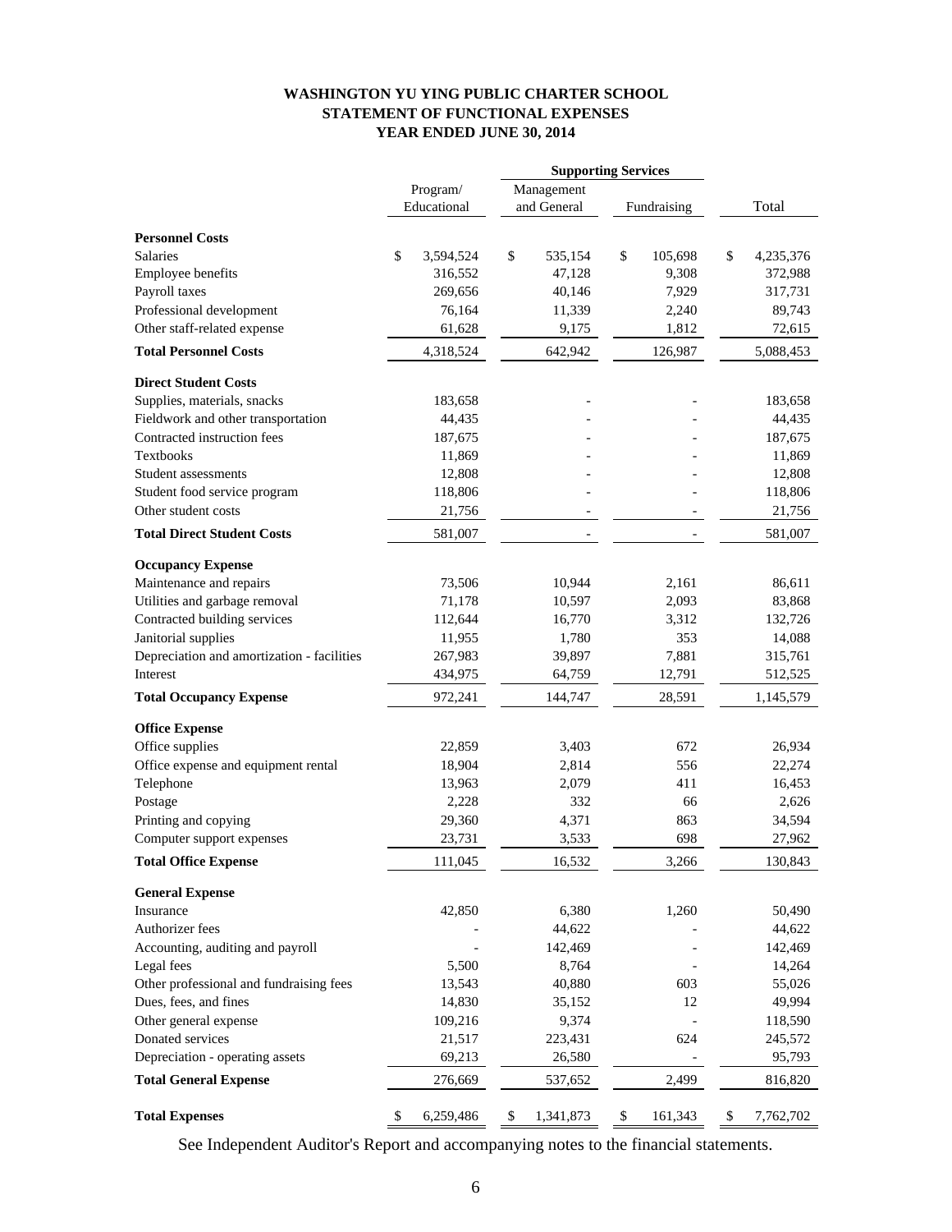# WASHINGTON YU YING PUBLIC CHARTER SCHOOL
## STATEMENT OF FUNCTIONAL EXPENSES
### YEAR ENDED JUNE 30, 2014

| | Program/ Educational | Supporting Services | | Total |
|---|---|---|---|---|
| | | Management and General | Fundraising | |
| **Personnel Costs** | | | | |
| Salaries | $ 3,594,524 | $ 535,154 | $ 105,698 | $ 4,235,376 |
| Employee benefits | 316,552 | 47,128 | 9,308 | 372,988 |
| Payroll taxes | 269,656 | 40,146 | 7,929 | 317,731 |
| Professional development | 76,164 | 11,339 | 2,240 | 89,743 |
| Other staff-related expense | 61,628 | 9,175 | 1,812 | 72,615 |
| **Total Personnel Costs** | 4,318,524 | 642,942 | 126,987 | 5,088,453 |
| **Direct Student Costs** | | | | |
| Supplies, materials, snacks | 183,658 | - | - | 183,658 |
| Fieldwork and other transportation | 44,435 | - | - | 44,435 |
| Contracted instruction fees | 187,675 | - | - | 187,675 |
| Textbooks | 11,869 | - | - | 11,869 |
| Student assessments | 12,808 | - | - | 12,808 |
| Student food service program | 118,806 | - | - | 118,806 |
| Other student costs | 21,756 | - | - | 21,756 |
| **Total Direct Student Costs** | 581,007 | - | - | 581,007 |
| **Occupancy Expense** | | | | |
| Maintenance and repairs | 73,506 | 10,944 | 2,161 | 86,611 |
| Utilities and garbage removal | 71,178 | 10,597 | 2,093 | 83,868 |
| Contracted building services | 112,644 | 16,770 | 3,312 | 132,726 |
| Janitorial supplies | 11,955 | 1,780 | 353 | 14,088 |
| Depreciation and amortization - facilities | 267,983 | 39,897 | 7,881 | 315,761 |
| Interest | 434,975 | 64,759 | 12,791 | 512,525 |
| **Total Occupancy Expense** | 972,241 | 144,747 | 28,591 | 1,145,579 |
| **Office Expense** | | | | |
| Office supplies | 22,859 | 3,403 | 672 | 26,934 |
| Office expense and equipment rental | 18,904 | 2,814 | 556 | 22,274 |
| Telephone | 13,963 | 2,079 | 411 | 16,453 |
| Postage | 2,228 | 332 | 66 | 2,626 |
| Printing and copying | 29,360 | 4,371 | 863 | 34,594 |
| Computer support expenses | 23,731 | 3,533 | 698 | 27,962 |
| **Total Office Expense** | 111,045 | 16,532 | 3,266 | 130,843 |
| **General Expense** | | | | |
| Insurance | 42,850 | 6,380 | 1,260 | 50,490 |
| Authorizer fees | - | 44,622 | - | 44,622 |
| Accounting, auditing and payroll | - | 142,469 | - | 142,469 |
| Legal fees | 5,500 | 8,764 | - | 14,264 |
| Other professional and fundraising fees | 13,543 | 40,880 | 603 | 55,026 |
| Dues, fees, and fines | 14,830 | 35,152 | 12 | 49,994 |
| Other general expense | 109,216 | 9,374 | - | 118,590 |
| Donated services | 21,517 | 223,431 | 624 | 245,572 |
| Depreciation - operating assets | 69,213 | 26,580 | - | 95,793 |
| **Total General Expense** | 276,669 | 537,652 | 2,499 | 816,820 |
| **Total Expenses** | $ 6,259,486 | $ 1,341,873 | $ 161,343 | $ 7,762,702 |

See Independent Auditor's Report and accompanying notes to the financial statements.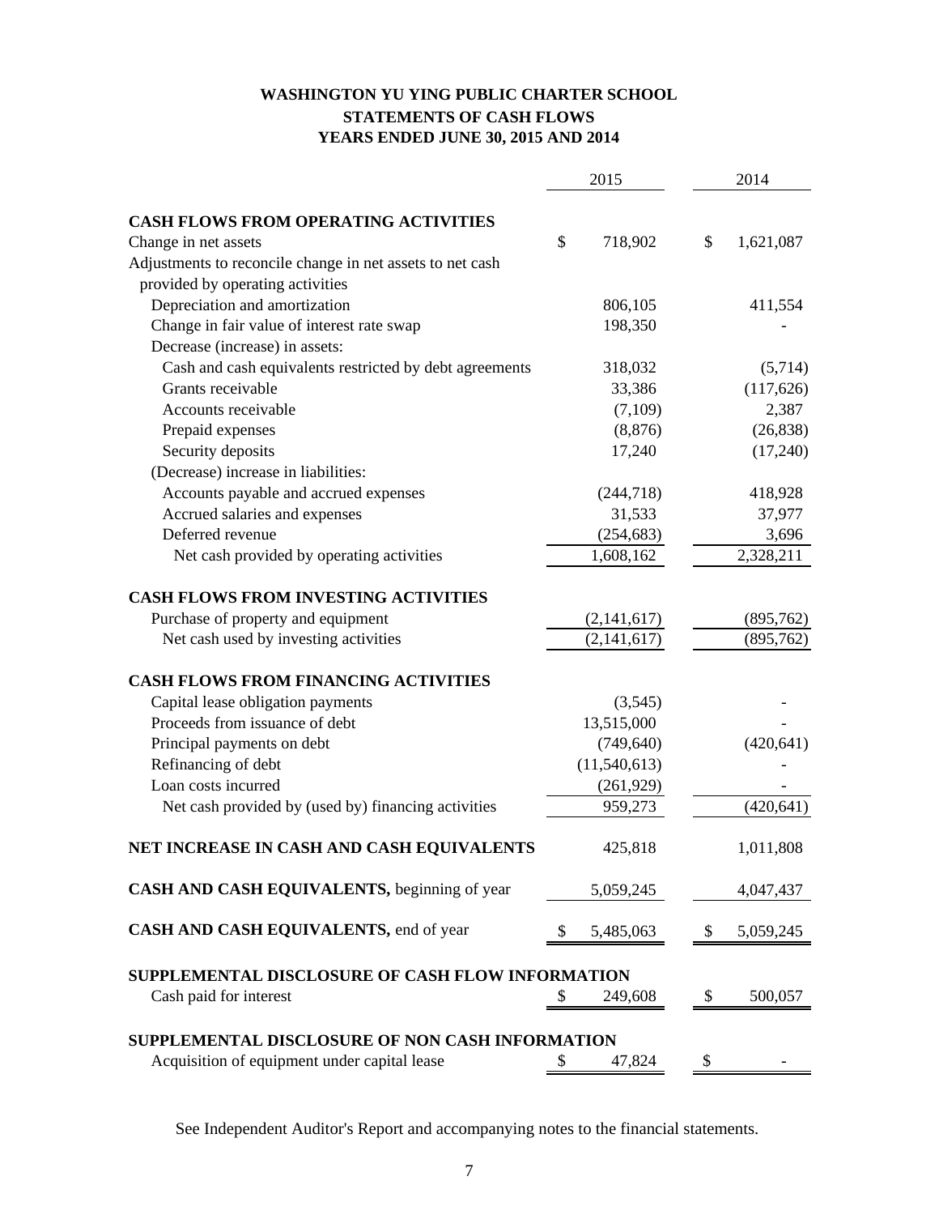# WASHINGTON YU YING PUBLIC CHARTER SCHOOL
## STATEMENTS OF CASH FLOWS
## YEARS ENDED JUNE 30, 2015 AND 2014

| | 2015 | 2014 |
|---|---|---|
| **CASH FLOWS FROM OPERATING ACTIVITIES** | | |
| Change in net assets | $ 718,902 | $ 1,621,087 |
| Adjustments to reconcile change in net assets to net cash provided by operating activities | | |
| Depreciation and amortization | 806,105 | 411,554 |
| Change in fair value of interest rate swap | 198,350 | - |
| Decrease (increase) in assets: | | |
| Cash and cash equivalents restricted by debt agreements | 318,032 | (5,714) |
| Grants receivable | 33,386 | (117,626) |
| Accounts receivable | (7,109) | 2,387 |
| Prepaid expenses | (8,876) | (26,838) |
| Security deposits | 17,240 | (17,240) |
| (Decrease) increase in liabilities: | | |
| Accounts payable and accrued expenses | (244,718) | 418,928 |
| Accrued salaries and expenses | 31,533 | 37,977 |
| Deferred revenue | (254,683) | 3,696 |
| Net cash provided by operating activities | 1,608,162 | 2,328,211 |
| **CASH FLOWS FROM INVESTING ACTIVITIES** | | |
| Purchase of property and equipment | (2,141,617) | (895,762) |
| Net cash used by investing activities | (2,141,617) | (895,762) |
| **CASH FLOWS FROM FINANCING ACTIVITIES** | | |
| Capital lease obligation payments | (3,545) | - |
| Proceeds from issuance of debt | 13,515,000 | - |
| Principal payments on debt | (749,640) | (420,641) |
| Refinancing of debt | (11,540,613) | - |
| Loan costs incurred | (261,929) | - |
| Net cash provided by (used by) financing activities | 959,273 | (420,641) |
| **NET INCREASE IN CASH AND CASH EQUIVALENTS** | 425,818 | 1,011,808 |
| **CASH AND CASH EQUIVALENTS,** beginning of year | 5,059,245 | 4,047,437 |
| **CASH AND CASH EQUIVALENTS,** end of year | $ 5,485,063 | $ 5,059,245 |
| **SUPPLEMENTAL DISCLOSURE OF CASH FLOW INFORMATION** | | |
| Cash paid for interest | $ 249,608 | $ 500,057 |
| **SUPPLEMENTAL DISCLOSURE OF NON CASH INFORMATION** | | |
| Acquisition of equipment under capital lease | $ 47,824 | $ - |

See Independent Auditor's Report and accompanying notes to the financial statements.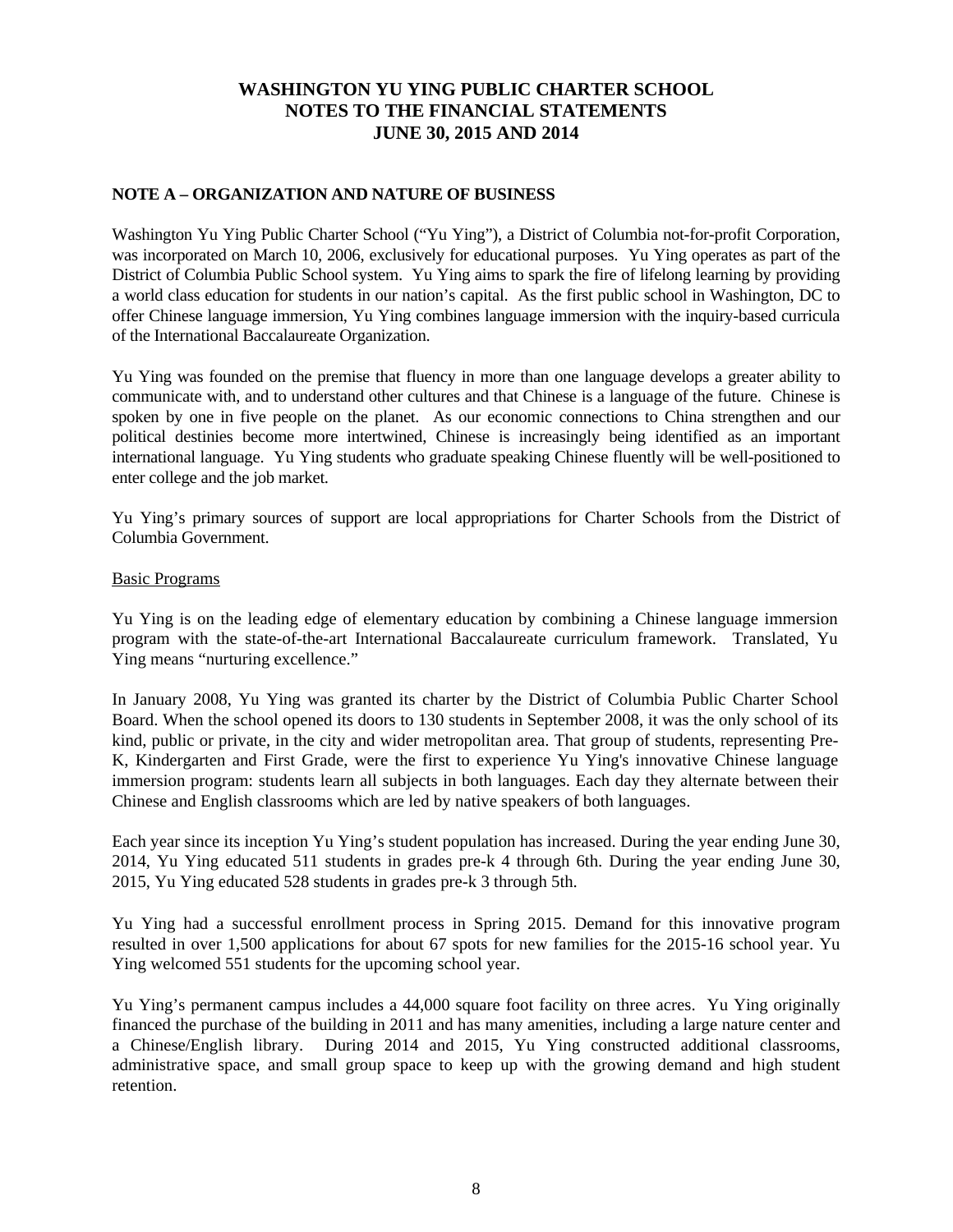# WASHINGTON YU YING PUBLIC CHARTER SCHOOL
# NOTES TO THE FINANCIAL STATEMENTS
# JUNE 30, 2015 AND 2014

## NOTE A – ORGANIZATION AND NATURE OF BUSINESS

Washington Yu Ying Public Charter School ("Yu Ying"), a District of Columbia not-for-profit Corporation, was incorporated on March 10, 2006, exclusively for educational purposes. Yu Ying operates as part of the District of Columbia Public School system. Yu Ying aims to spark the fire of lifelong learning by providing a world class education for students in our nation's capital. As the first public school in Washington, DC to offer Chinese language immersion, Yu Ying combines language immersion with the inquiry-based curricula of the International Baccalaureate Organization.

Yu Ying was founded on the premise that fluency in more than one language develops a greater ability to communicate with, and to understand other cultures and that Chinese is a language of the future. Chinese is spoken by one in five people on the planet. As our economic connections to China strengthen and our political destinies become more intertwined, Chinese is increasingly being identified as an important international language. Yu Ying students who graduate speaking Chinese fluently will be well-positioned to enter college and the job market.

Yu Ying's primary sources of support are local appropriations for Charter Schools from the District of Columbia Government.

Basic Programs

Yu Ying is on the leading edge of elementary education by combining a Chinese language immersion program with the state-of-the-art International Baccalaureate curriculum framework. Translated, Yu Ying means "nurturing excellence."

In January 2008, Yu Ying was granted its charter by the District of Columbia Public Charter School Board. When the school opened its doors to 130 students in September 2008, it was the only school of its kind, public or private, in the city and wider metropolitan area. That group of students, representing Pre-K, Kindergarten and First Grade, were the first to experience Yu Ying's innovative Chinese language immersion program: students learn all subjects in both languages. Each day they alternate between their Chinese and English classrooms which are led by native speakers of both languages.

Each year since its inception Yu Ying's student population has increased. During the year ending June 30, 2014, Yu Ying educated 511 students in grades pre-k 4 through 6th. During the year ending June 30, 2015, Yu Ying educated 528 students in grades pre-k 3 through 5th.

Yu Ying had a successful enrollment process in Spring 2015. Demand for this innovative program resulted in over 1,500 applications for about 67 spots for new families for the 2015-16 school year. Yu Ying welcomed 551 students for the upcoming school year.

Yu Ying's permanent campus includes a 44,000 square foot facility on three acres. Yu Ying originally financed the purchase of the building in 2011 and has many amenities, including a large nature center and a Chinese/English library. During 2014 and 2015, Yu Ying constructed additional classrooms, administrative space, and small group space to keep up with the growing demand and high student retention.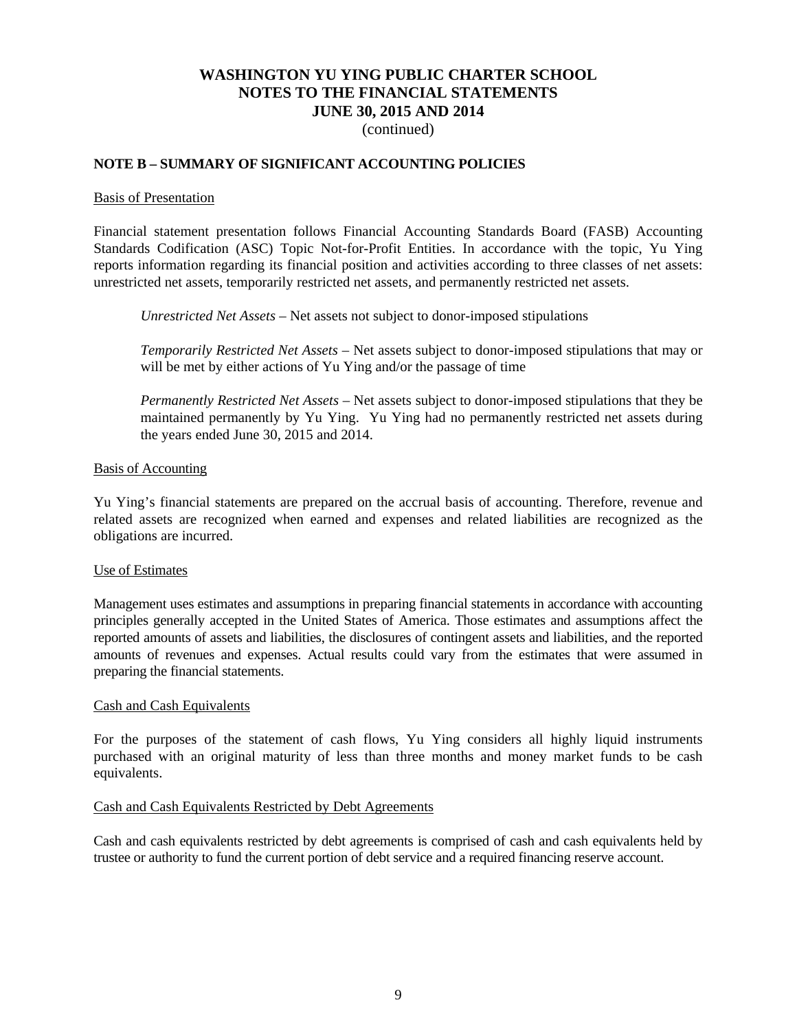# WASHINGTON YU YING PUBLIC CHARTER SCHOOL
# NOTES TO THE FINANCIAL STATEMENTS
# JUNE 30, 2015 AND 2014
(continued)

## NOTE B – SUMMARY OF SIGNIFICANT ACCOUNTING POLICIES

Basis of Presentation

Financial statement presentation follows Financial Accounting Standards Board (FASB) Accounting Standards Codification (ASC) Topic Not-for-Profit Entities. In accordance with the topic, Yu Ying reports information regarding its financial position and activities according to three classes of net assets: unrestricted net assets, temporarily restricted net assets, and permanently restricted net assets.

> *Unrestricted Net Assets* – Net assets not subject to donor-imposed stipulations
>
> *Temporarily Restricted Net Assets* – Net assets subject to donor-imposed stipulations that may or will be met by either actions of Yu Ying and/or the passage of time
>
> *Permanently Restricted Net Assets* – Net assets subject to donor-imposed stipulations that they be maintained permanently by Yu Ying. Yu Ying had no permanently restricted net assets during the years ended June 30, 2015 and 2014.

Basis of Accounting

Yu Ying's financial statements are prepared on the accrual basis of accounting. Therefore, revenue and related assets are recognized when earned and expenses and related liabilities are recognized as the obligations are incurred.

Use of Estimates

Management uses estimates and assumptions in preparing financial statements in accordance with accounting principles generally accepted in the United States of America. Those estimates and assumptions affect the reported amounts of assets and liabilities, the disclosures of contingent assets and liabilities, and the reported amounts of revenues and expenses. Actual results could vary from the estimates that were assumed in preparing the financial statements.

Cash and Cash Equivalents

For the purposes of the statement of cash flows, Yu Ying considers all highly liquid instruments purchased with an original maturity of less than three months and money market funds to be cash equivalents.

Cash and Cash Equivalents Restricted by Debt Agreements

Cash and cash equivalents restricted by debt agreements is comprised of cash and cash equivalents held by trustee or authority to fund the current portion of debt service and a required financing reserve account.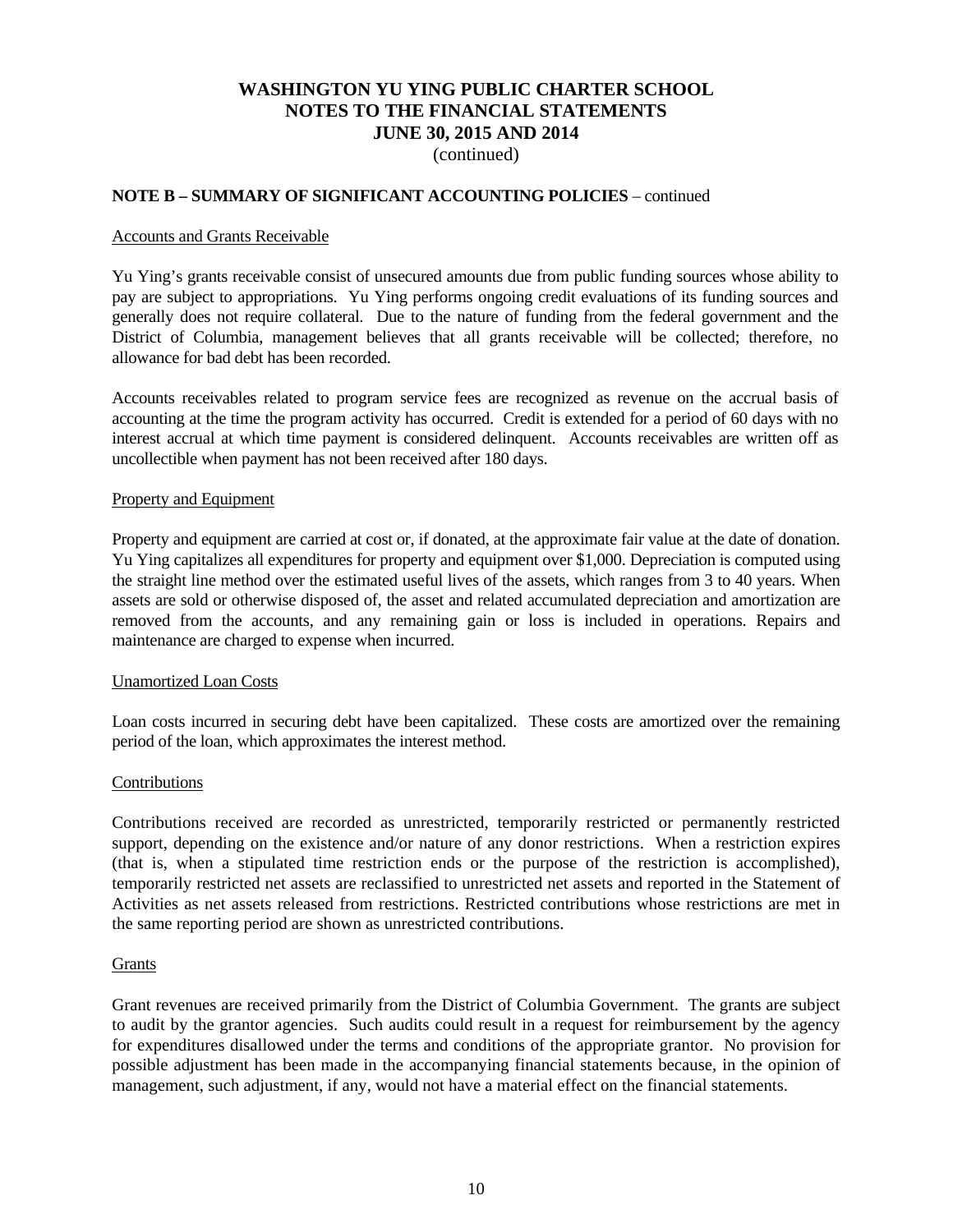# WASHINGTON YU YING PUBLIC CHARTER SCHOOL
# NOTES TO THE FINANCIAL STATEMENTS
# JUNE 30, 2015 AND 2014

(continued)

**NOTE B – SUMMARY OF SIGNIFICANT ACCOUNTING POLICIES** – continued

Accounts and Grants Receivable

Yu Ying's grants receivable consist of unsecured amounts due from public funding sources whose ability to pay are subject to appropriations. Yu Ying performs ongoing credit evaluations of its funding sources and generally does not require collateral. Due to the nature of funding from the federal government and the District of Columbia, management believes that all grants receivable will be collected; therefore, no allowance for bad debt has been recorded.

Accounts receivables related to program service fees are recognized as revenue on the accrual basis of accounting at the time the program activity has occurred. Credit is extended for a period of 60 days with no interest accrual at which time payment is considered delinquent. Accounts receivables are written off as uncollectible when payment has not been received after 180 days.

Property and Equipment

Property and equipment are carried at cost or, if donated, at the approximate fair value at the date of donation. Yu Ying capitalizes all expenditures for property and equipment over $1,000. Depreciation is computed using the straight line method over the estimated useful lives of the assets, which ranges from 3 to 40 years. When assets are sold or otherwise disposed of, the asset and related accumulated depreciation and amortization are removed from the accounts, and any remaining gain or loss is included in operations. Repairs and maintenance are charged to expense when incurred.

Unamortized Loan Costs

Loan costs incurred in securing debt have been capitalized. These costs are amortized over the remaining period of the loan, which approximates the interest method.

Contributions

Contributions received are recorded as unrestricted, temporarily restricted or permanently restricted support, depending on the existence and/or nature of any donor restrictions. When a restriction expires (that is, when a stipulated time restriction ends or the purpose of the restriction is accomplished), temporarily restricted net assets are reclassified to unrestricted net assets and reported in the Statement of Activities as net assets released from restrictions. Restricted contributions whose restrictions are met in the same reporting period are shown as unrestricted contributions.

Grants

Grant revenues are received primarily from the District of Columbia Government. The grants are subject to audit by the grantor agencies. Such audits could result in a request for reimbursement by the agency for expenditures disallowed under the terms and conditions of the appropriate grantor. No provision for possible adjustment has been made in the accompanying financial statements because, in the opinion of management, such adjustment, if any, would not have a material effect on the financial statements.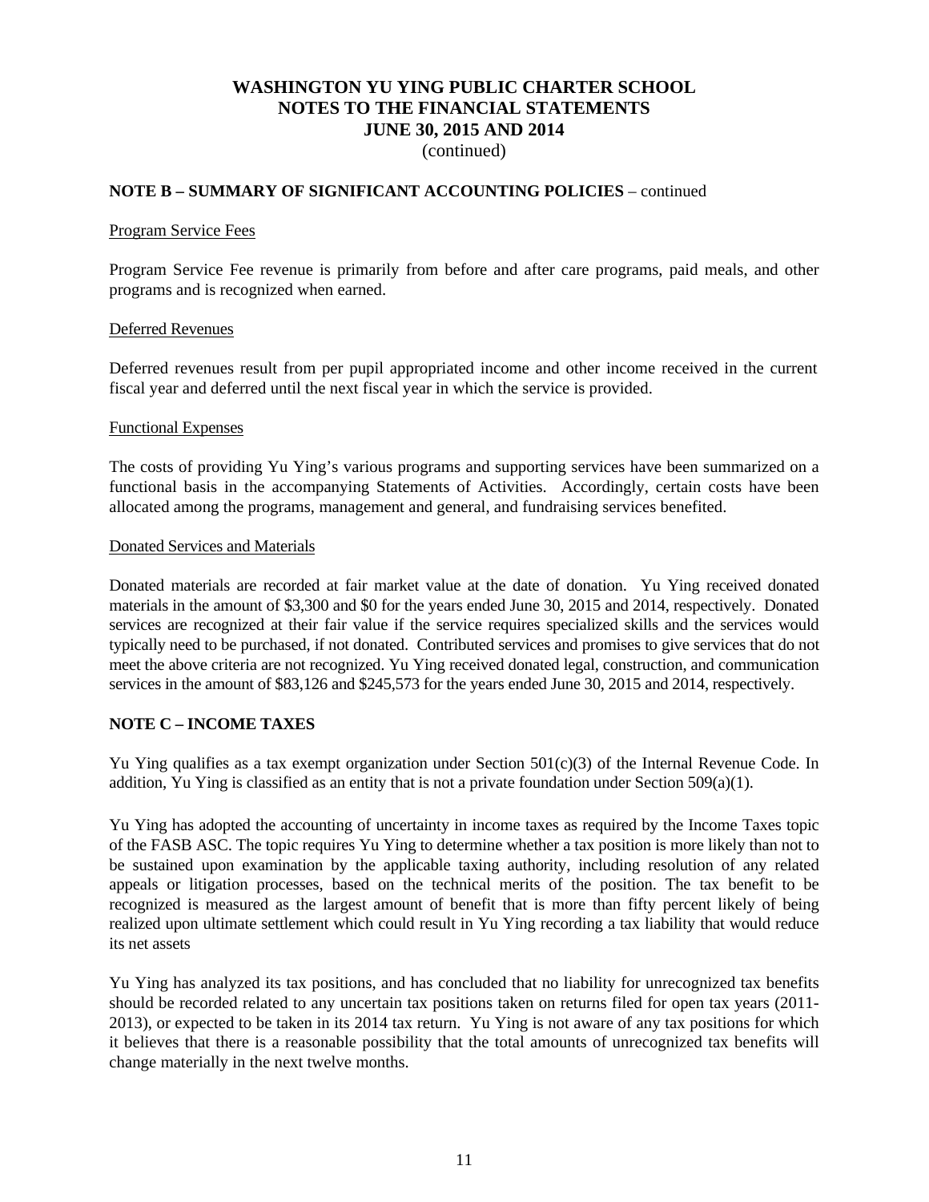# WASHINGTON YU YING PUBLIC CHARTER SCHOOL
## NOTES TO THE FINANCIAL STATEMENTS
## JUNE 30, 2015 AND 2014
(continued)

**NOTE B – SUMMARY OF SIGNIFICANT ACCOUNTING POLICIES** – continued

Program Service Fees

Program Service Fee revenue is primarily from before and after care programs, paid meals, and other programs and is recognized when earned.

Deferred Revenues

Deferred revenues result from per pupil appropriated income and other income received in the current fiscal year and deferred until the next fiscal year in which the service is provided.

Functional Expenses

The costs of providing Yu Ying's various programs and supporting services have been summarized on a functional basis in the accompanying Statements of Activities. Accordingly, certain costs have been allocated among the programs, management and general, and fundraising services benefited.

Donated Services and Materials

Donated materials are recorded at fair market value at the date of donation. Yu Ying received donated materials in the amount of $3,300 and $0 for the years ended June 30, 2015 and 2014, respectively. Donated services are recognized at their fair value if the service requires specialized skills and the services would typically need to be purchased, if not donated. Contributed services and promises to give services that do not meet the above criteria are not recognized. Yu Ying received donated legal, construction, and communication services in the amount of $83,126 and $245,573 for the years ended June 30, 2015 and 2014, respectively.

**NOTE C – INCOME TAXES**

Yu Ying qualifies as a tax exempt organization under Section 501(c)(3) of the Internal Revenue Code. In addition, Yu Ying is classified as an entity that is not a private foundation under Section 509(a)(1).

Yu Ying has adopted the accounting of uncertainty in income taxes as required by the Income Taxes topic of the FASB ASC. The topic requires Yu Ying to determine whether a tax position is more likely than not to be sustained upon examination by the applicable taxing authority, including resolution of any related appeals or litigation processes, based on the technical merits of the position. The tax benefit to be recognized is measured as the largest amount of benefit that is more than fifty percent likely of being realized upon ultimate settlement which could result in Yu Ying recording a tax liability that would reduce its net assets

Yu Ying has analyzed its tax positions, and has concluded that no liability for unrecognized tax benefits should be recorded related to any uncertain tax positions taken on returns filed for open tax years (2011-2013), or expected to be taken in its 2014 tax return. Yu Ying is not aware of any tax positions for which it believes that there is a reasonable possibility that the total amounts of unrecognized tax benefits will change materially in the next twelve months.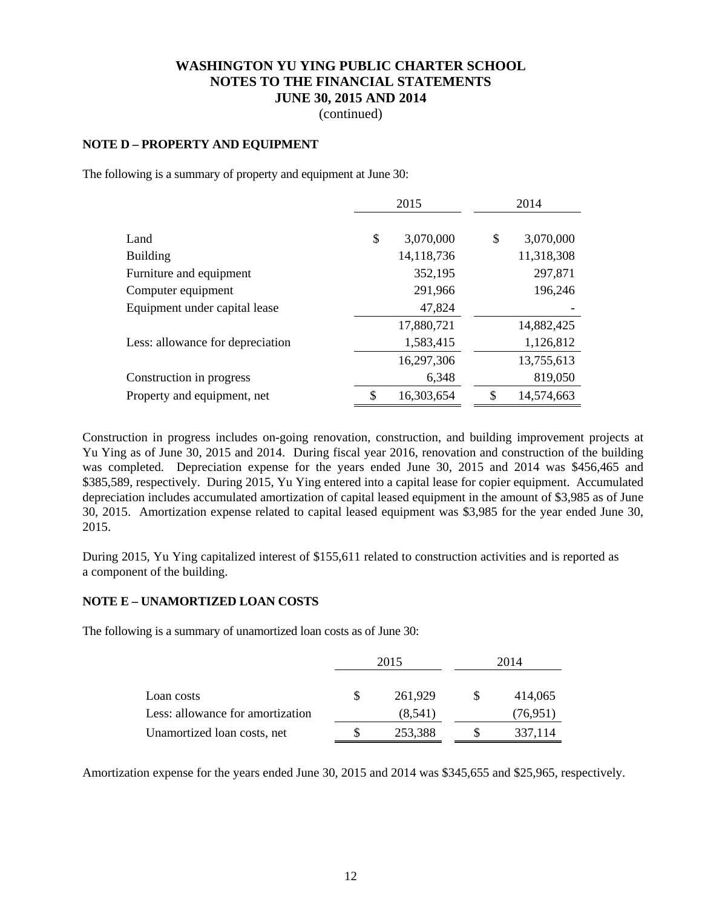**WASHINGTON YU YING PUBLIC CHARTER SCHOOL**
**NOTES TO THE FINANCIAL STATEMENTS**
**JUNE 30, 2015 AND 2014**
(continued)

**NOTE D – PROPERTY AND EQUIPMENT**

The following is a summary of property and equipment at June 30:

| | 2015 | 2014 |
|---|---|---|
| Land | $ 3,070,000 | $ 3,070,000 |
| Building | 14,118,736 | 11,318,308 |
| Furniture and equipment | 352,195 | 297,871 |
| Computer equipment | 291,966 | 196,246 |
| Equipment under capital lease | 47,824 | - |
| | 17,880,721 | 14,882,425 |
| Less: allowance for depreciation | 1,583,415 | 1,126,812 |
| | 16,297,306 | 13,755,613 |
| Construction in progress | 6,348 | 819,050 |
| Property and equipment, net | $ 16,303,654 | $ 14,574,663 |

Construction in progress includes on-going renovation, construction, and building improvement projects at Yu Ying as of June 30, 2015 and 2014. During fiscal year 2016, renovation and construction of the building was completed. Depreciation expense for the years ended June 30, 2015 and 2014 was $456,465 and $385,589, respectively. During 2015, Yu Ying entered into a capital lease for copier equipment. Accumulated depreciation includes accumulated amortization of capital leased equipment in the amount of $3,985 as of June 30, 2015. Amortization expense related to capital leased equipment was $3,985 for the year ended June 30, 2015.

During 2015, Yu Ying capitalized interest of $155,611 related to construction activities and is reported as a component of the building.

**NOTE E – UNAMORTIZED LOAN COSTS**

The following is a summary of unamortized loan costs as of June 30:

| | 2015 | 2014 |
|---|---|---|
| Loan costs | $ 261,929 | $ 414,065 |
| Less: allowance for amortization | (8,541) | (76,951) |
| Unamortized loan costs, net | $ 253,388 | $ 337,114 |

Amortization expense for the years ended June 30, 2015 and 2014 was $345,655 and $25,965, respectively.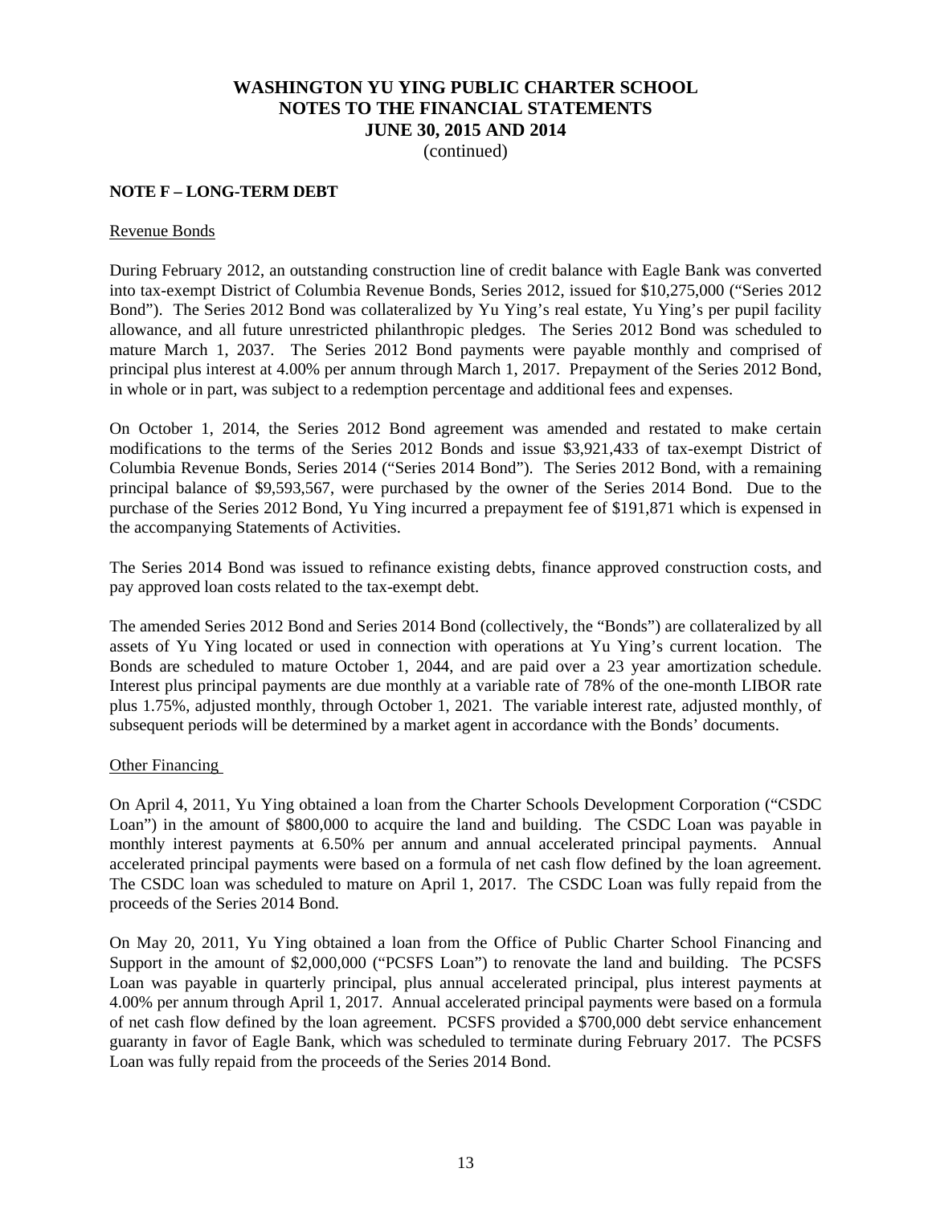# WASHINGTON YU YING PUBLIC CHARTER SCHOOL
# NOTES TO THE FINANCIAL STATEMENTS
# JUNE 30, 2015 AND 2014
(continued)

## NOTE F – LONG-TERM DEBT

Revenue Bonds

During February 2012, an outstanding construction line of credit balance with Eagle Bank was converted into tax-exempt District of Columbia Revenue Bonds, Series 2012, issued for $10,275,000 ("Series 2012 Bond"). The Series 2012 Bond was collateralized by Yu Ying's real estate, Yu Ying's per pupil facility allowance, and all future unrestricted philanthropic pledges. The Series 2012 Bond was scheduled to mature March 1, 2037. The Series 2012 Bond payments were payable monthly and comprised of principal plus interest at 4.00% per annum through March 1, 2017. Prepayment of the Series 2012 Bond, in whole or in part, was subject to a redemption percentage and additional fees and expenses.

On October 1, 2014, the Series 2012 Bond agreement was amended and restated to make certain modifications to the terms of the Series 2012 Bonds and issue $3,921,433 of tax-exempt District of Columbia Revenue Bonds, Series 2014 ("Series 2014 Bond"). The Series 2012 Bond, with a remaining principal balance of $9,593,567, were purchased by the owner of the Series 2014 Bond. Due to the purchase of the Series 2012 Bond, Yu Ying incurred a prepayment fee of $191,871 which is expensed in the accompanying Statements of Activities.

The Series 2014 Bond was issued to refinance existing debts, finance approved construction costs, and pay approved loan costs related to the tax-exempt debt.

The amended Series 2012 Bond and Series 2014 Bond (collectively, the "Bonds") are collateralized by all assets of Yu Ying located or used in connection with operations at Yu Ying's current location. The Bonds are scheduled to mature October 1, 2044, and are paid over a 23 year amortization schedule. Interest plus principal payments are due monthly at a variable rate of 78% of the one-month LIBOR rate plus 1.75%, adjusted monthly, through October 1, 2021. The variable interest rate, adjusted monthly, of subsequent periods will be determined by a market agent in accordance with the Bonds' documents.

Other Financing

On April 4, 2011, Yu Ying obtained a loan from the Charter Schools Development Corporation ("CSDC Loan") in the amount of $800,000 to acquire the land and building. The CSDC Loan was payable in monthly interest payments at 6.50% per annum and annual accelerated principal payments. Annual accelerated principal payments were based on a formula of net cash flow defined by the loan agreement. The CSDC loan was scheduled to mature on April 1, 2017. The CSDC Loan was fully repaid from the proceeds of the Series 2014 Bond.

On May 20, 2011, Yu Ying obtained a loan from the Office of Public Charter School Financing and Support in the amount of $2,000,000 ("PCSFS Loan") to renovate the land and building. The PCSFS Loan was payable in quarterly principal, plus annual accelerated principal, plus interest payments at 4.00% per annum through April 1, 2017. Annual accelerated principal payments were based on a formula of net cash flow defined by the loan agreement. PCSFS provided a $700,000 debt service enhancement guaranty in favor of Eagle Bank, which was scheduled to terminate during February 2017. The PCSFS Loan was fully repaid from the proceeds of the Series 2014 Bond.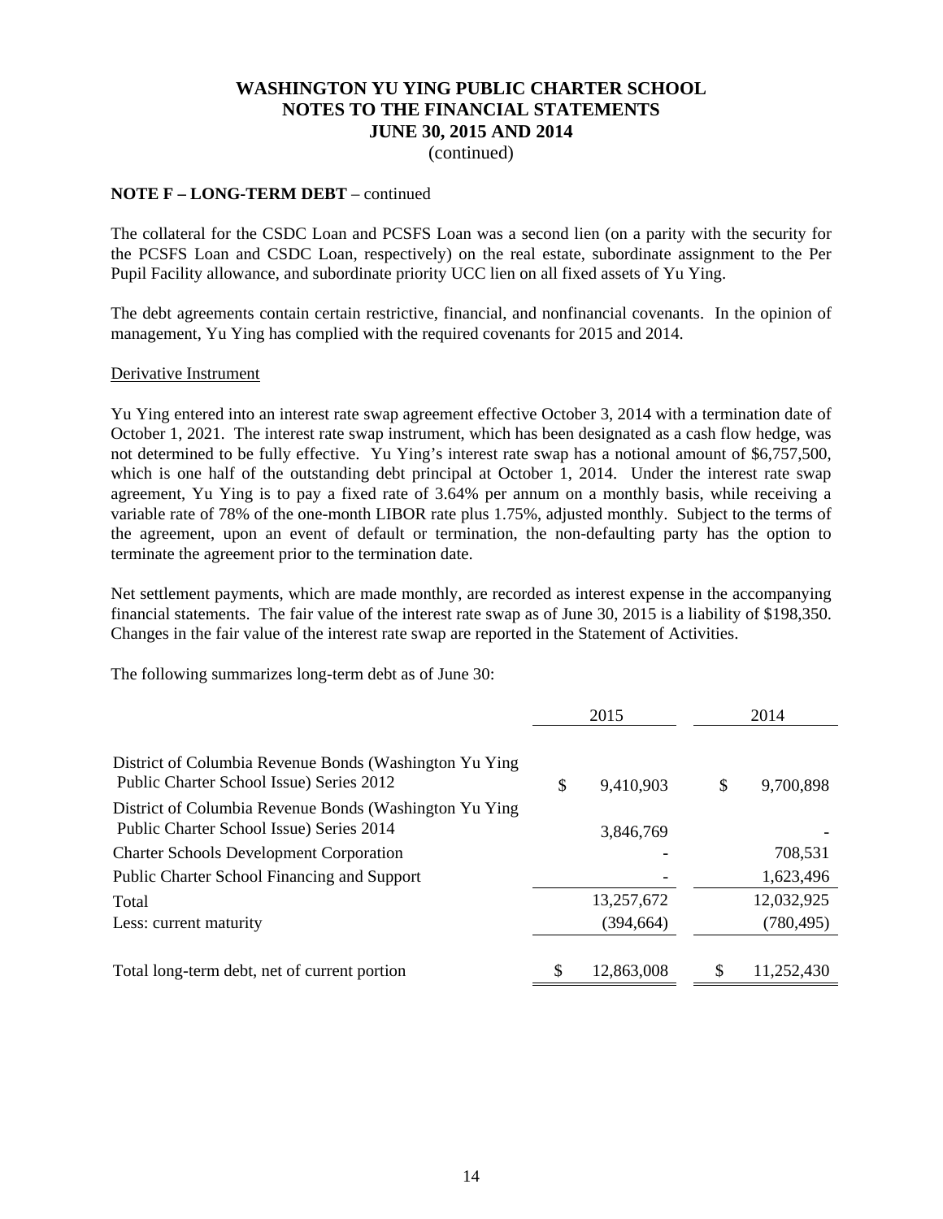**NOTE F – LONG-TERM DEBT** – continued

The collateral for the CSDC Loan and PCSFS Loan was a second lien (on a parity with the security for the PCSFS Loan and CSDC Loan, respectively) on the real estate, subordinate assignment to the Per Pupil Facility allowance, and subordinate priority UCC lien on all fixed assets of Yu Ying.

The debt agreements contain certain restrictive, financial, and nonfinancial covenants. In the opinion of management, Yu Ying has complied with the required covenants for 2015 and 2014.

Derivative Instrument

Yu Ying entered into an interest rate swap agreement effective October 3, 2014 with a termination date of October 1, 2021. The interest rate swap instrument, which has been designated as a cash flow hedge, was not determined to be fully effective. Yu Ying's interest rate swap has a notional amount of $6,757,500, which is one half of the outstanding debt principal at October 1, 2014. Under the interest rate swap agreement, Yu Ying is to pay a fixed rate of 3.64% per annum on a monthly basis, while receiving a variable rate of 78% of the one-month LIBOR rate plus 1.75%, adjusted monthly. Subject to the terms of the agreement, upon an event of default or termination, the non-defaulting party has the option to terminate the agreement prior to the termination date.

Net settlement payments, which are made monthly, are recorded as interest expense in the accompanying financial statements. The fair value of the interest rate swap as of June 30, 2015 is a liability of $198,350. Changes in the fair value of the interest rate swap are reported in the Statement of Activities.

The following summarizes long-term debt as of June 30:

| | 2015 | 2014 |
|---|---|---|
| District of Columbia Revenue Bonds (Washington Yu Ying Public Charter School Issue) Series 2012 | $ 9,410,903 | $ 9,700,898 |
| District of Columbia Revenue Bonds (Washington Yu Ying Public Charter School Issue) Series 2014 | 3,846,769 | - |
| Charter Schools Development Corporation | - | 708,531 |
| Public Charter School Financing and Support | - | 1,623,496 |
| Total | 13,257,672 | 12,032,925 |
| Less: current maturity | (394,664) | (780,495) |
| Total long-term debt, net of current portion | $ 12,863,008 | $ 11,252,430 |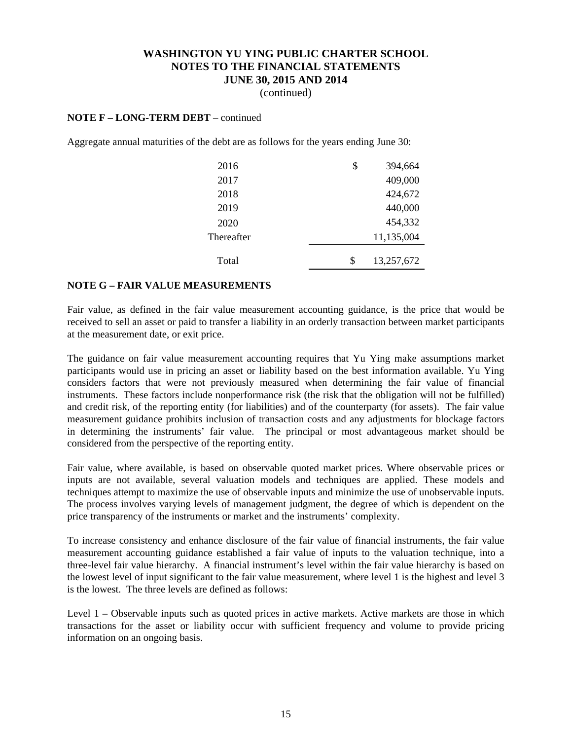**NOTE F – LONG-TERM DEBT** – continued

Aggregate annual maturities of the debt are as follows for the years ending June 30:

| | |
|---|---|
| 2016 | $ 394,664 |
| 2017 | 409,000 |
| 2018 | 424,672 |
| 2019 | 440,000 |
| 2020 | 454,332 |
| Thereafter | 11,135,004 |
| Total | $ 13,257,672 |

**NOTE G – FAIR VALUE MEASUREMENTS**

Fair value, as defined in the fair value measurement accounting guidance, is the price that would be received to sell an asset or paid to transfer a liability in an orderly transaction between market participants at the measurement date, or exit price.

The guidance on fair value measurement accounting requires that Yu Ying make assumptions market participants would use in pricing an asset or liability based on the best information available. Yu Ying considers factors that were not previously measured when determining the fair value of financial instruments. These factors include nonperformance risk (the risk that the obligation will not be fulfilled) and credit risk, of the reporting entity (for liabilities) and of the counterparty (for assets). The fair value measurement guidance prohibits inclusion of transaction costs and any adjustments for blockage factors in determining the instruments' fair value. The principal or most advantageous market should be considered from the perspective of the reporting entity.

Fair value, where available, is based on observable quoted market prices. Where observable prices or inputs are not available, several valuation models and techniques are applied. These models and techniques attempt to maximize the use of observable inputs and minimize the use of unobservable inputs. The process involves varying levels of management judgment, the degree of which is dependent on the price transparency of the instruments or market and the instruments' complexity.

To increase consistency and enhance disclosure of the fair value of financial instruments, the fair value measurement accounting guidance established a fair value of inputs to the valuation technique, into a three-level fair value hierarchy. A financial instrument's level within the fair value hierarchy is based on the lowest level of input significant to the fair value measurement, where level 1 is the highest and level 3 is the lowest. The three levels are defined as follows:

Level 1 – Observable inputs such as quoted prices in active markets. Active markets are those in which transactions for the asset or liability occur with sufficient frequency and volume to provide pricing information on an ongoing basis.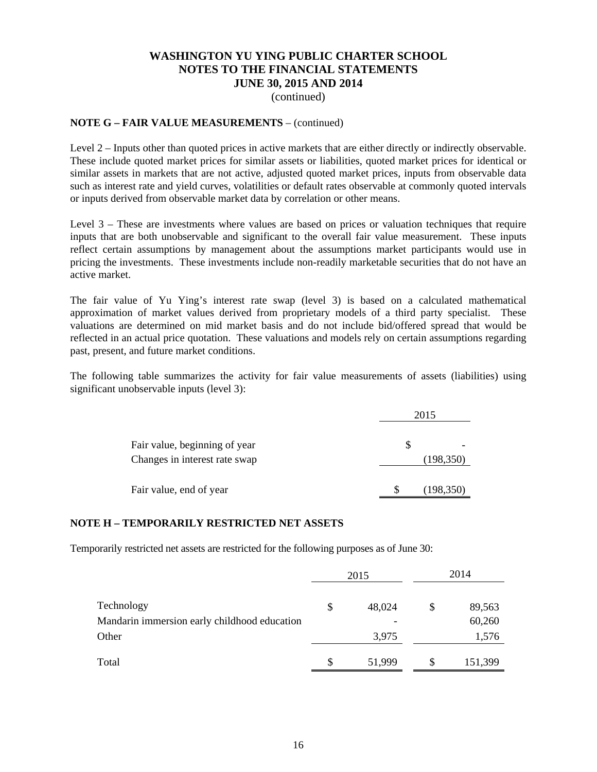# WASHINGTON YU YING PUBLIC CHARTER SCHOOL
# NOTES TO THE FINANCIAL STATEMENTS
# JUNE 30, 2015 AND 2014
(continued)

**NOTE G – FAIR VALUE MEASUREMENTS** – (continued)

Level 2 – Inputs other than quoted prices in active markets that are either directly or indirectly observable. These include quoted market prices for similar assets or liabilities, quoted market prices for identical or similar assets in markets that are not active, adjusted quoted market prices, inputs from observable data such as interest rate and yield curves, volatilities or default rates observable at commonly quoted intervals or inputs derived from observable market data by correlation or other means.

Level 3 – These are investments where values are based on prices or valuation techniques that require inputs that are both unobservable and significant to the overall fair value measurement. These inputs reflect certain assumptions by management about the assumptions market participants would use in pricing the investments. These investments include non-readily marketable securities that do not have an active market.

The fair value of Yu Ying's interest rate swap (level 3) is based on a calculated mathematical approximation of market values derived from proprietary models of a third party specialist. These valuations are determined on mid market basis and do not include bid/offered spread that would be reflected in an actual price quotation. These valuations and models rely on certain assumptions regarding past, present, and future market conditions.

The following table summarizes the activity for fair value measurements of assets (liabilities) using significant unobservable inputs (level 3):

| | 2015 |
|---|---|
| Fair value, beginning of year | $ - |
| Changes in interest rate swap | (198,350) |
| Fair value, end of year | $ (198,350) |

**NOTE H – TEMPORARILY RESTRICTED NET ASSETS**

Temporarily restricted net assets are restricted for the following purposes as of June 30:

| | 2015 | 2014 |
|---|---|---|
| Technology | $ 48,024 | $ 89,563 |
| Mandarin immersion early childhood education | - | 60,260 |
| Other | 3,975 | 1,576 |
| Total | $ 51,999 | $ 151,399 |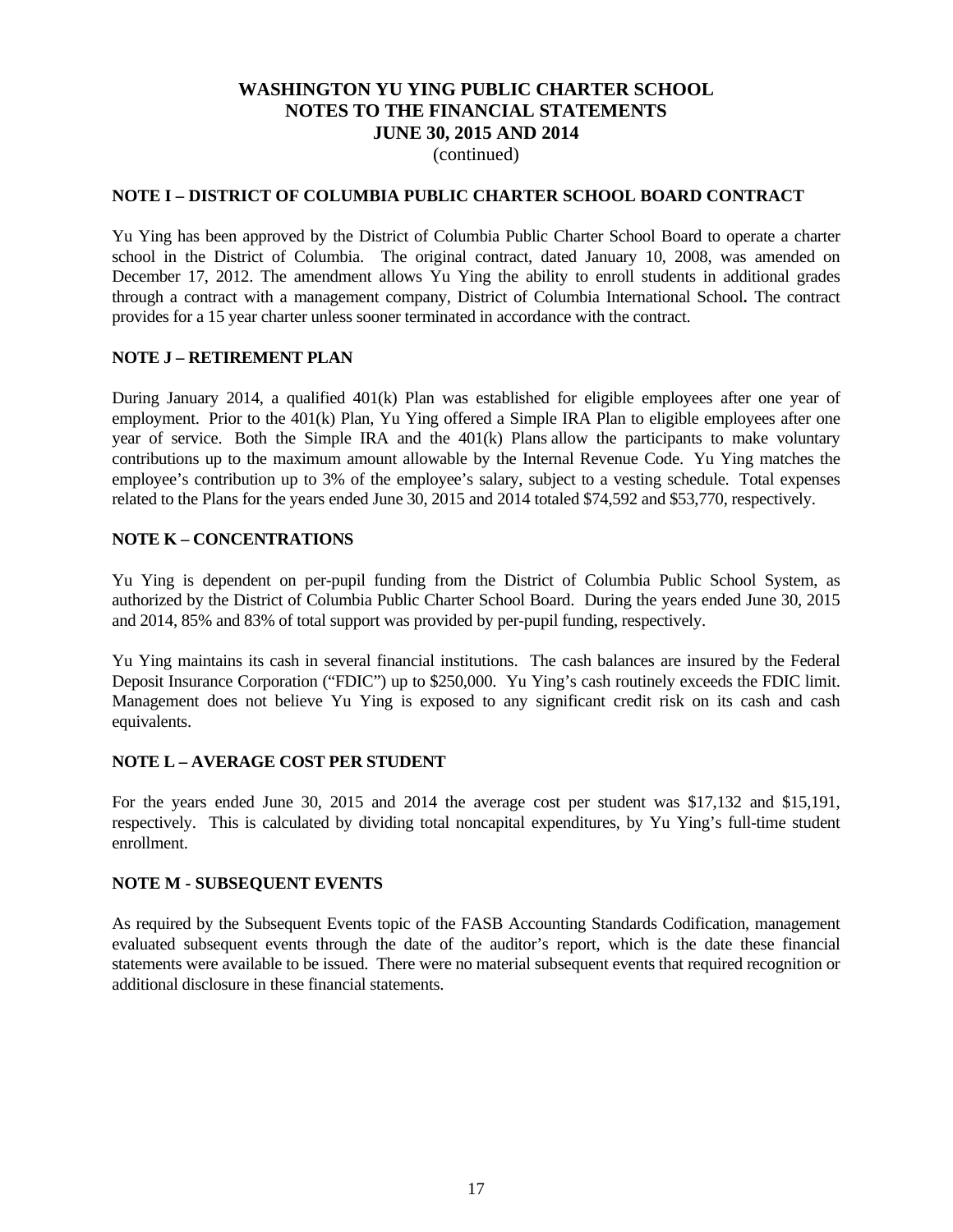**WASHINGTON YU YING PUBLIC CHARTER SCHOOL**
**NOTES TO THE FINANCIAL STATEMENTS**
**JUNE 30, 2015 AND 2014**
(continued)

## NOTE I – DISTRICT OF COLUMBIA PUBLIC CHARTER SCHOOL BOARD CONTRACT

Yu Ying has been approved by the District of Columbia Public Charter School Board to operate a charter school in the District of Columbia. The original contract, dated January 10, 2008, was amended on December 17, 2012. The amendment allows Yu Ying the ability to enroll students in additional grades through a contract with a management company, District of Columbia International School**.** The contract provides for a 15 year charter unless sooner terminated in accordance with the contract.

## NOTE J – RETIREMENT PLAN

During January 2014, a qualified 401(k) Plan was established for eligible employees after one year of employment. Prior to the 401(k) Plan, Yu Ying offered a Simple IRA Plan to eligible employees after one year of service. Both the Simple IRA and the 401(k) Plans allow the participants to make voluntary contributions up to the maximum amount allowable by the Internal Revenue Code. Yu Ying matches the employee's contribution up to 3% of the employee's salary, subject to a vesting schedule. Total expenses related to the Plans for the years ended June 30, 2015 and 2014 totaled $74,592 and $53,770, respectively.

## NOTE K – CONCENTRATIONS

Yu Ying is dependent on per-pupil funding from the District of Columbia Public School System, as authorized by the District of Columbia Public Charter School Board. During the years ended June 30, 2015 and 2014, 85% and 83% of total support was provided by per-pupil funding, respectively.

Yu Ying maintains its cash in several financial institutions. The cash balances are insured by the Federal Deposit Insurance Corporation ("FDIC") up to $250,000. Yu Ying's cash routinely exceeds the FDIC limit. Management does not believe Yu Ying is exposed to any significant credit risk on its cash and cash equivalents.

## NOTE L – AVERAGE COST PER STUDENT

For the years ended June 30, 2015 and 2014 the average cost per student was $17,132 and $15,191, respectively. This is calculated by dividing total noncapital expenditures, by Yu Ying's full-time student enrollment.

## NOTE M - SUBSEQUENT EVENTS

As required by the Subsequent Events topic of the FASB Accounting Standards Codification, management evaluated subsequent events through the date of the auditor's report, which is the date these financial statements were available to be issued. There were no material subsequent events that required recognition or additional disclosure in these financial statements.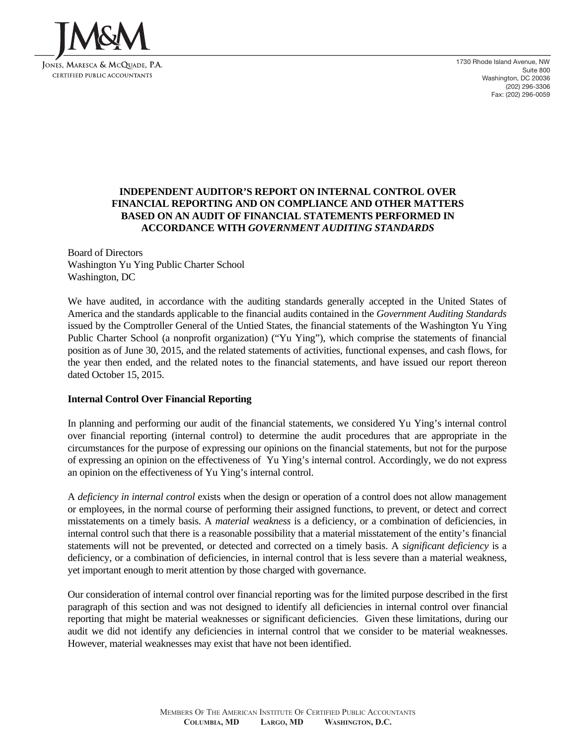JM&M

JONES, MARESCA & MCQUADE, P.A.
CERTIFIED PUBLIC ACCOUNTANTS

1730 Rhode Island Avenue, NW
Suite 800
Washington, DC 20036
(202) 296-3306
Fax: (202) 296-0059

## INDEPENDENT AUDITOR'S REPORT ON INTERNAL CONTROL OVER FINANCIAL REPORTING AND ON COMPLIANCE AND OTHER MATTERS BASED ON AN AUDIT OF FINANCIAL STATEMENTS PERFORMED IN ACCORDANCE WITH *GOVERNMENT AUDITING STANDARDS*

Board of Directors
Washington Yu Ying Public Charter School
Washington, DC

We have audited, in accordance with the auditing standards generally accepted in the United States of America and the standards applicable to the financial audits contained in the *Government Auditing Standards* issued by the Comptroller General of the Untied States, the financial statements of the Washington Yu Ying Public Charter School (a nonprofit organization) ("Yu Ying"), which comprise the statements of financial position as of June 30, 2015, and the related statements of activities, functional expenses, and cash flows, for the year then ended, and the related notes to the financial statements, and have issued our report thereon dated October 15, 2015.

**Internal Control Over Financial Reporting**

In planning and performing our audit of the financial statements, we considered Yu Ying's internal control over financial reporting (internal control) to determine the audit procedures that are appropriate in the circumstances for the purpose of expressing our opinions on the financial statements, but not for the purpose of expressing an opinion on the effectiveness of Yu Ying's internal control. Accordingly, we do not express an opinion on the effectiveness of Yu Ying's internal control.

A *deficiency in internal control* exists when the design or operation of a control does not allow management or employees, in the normal course of performing their assigned functions, to prevent, or detect and correct misstatements on a timely basis. A *material weakness* is a deficiency, or a combination of deficiencies, in internal control such that there is a reasonable possibility that a material misstatement of the entity's financial statements will not be prevented, or detected and corrected on a timely basis. A *significant deficiency* is a deficiency, or a combination of deficiencies, in internal control that is less severe than a material weakness, yet important enough to merit attention by those charged with governance.

Our consideration of internal control over financial reporting was for the limited purpose described in the first paragraph of this section and was not designed to identify all deficiencies in internal control over financial reporting that might be material weaknesses or significant deficiencies. Given these limitations, during our audit we did not identify any deficiencies in internal control that we consider to be material weaknesses. However, material weaknesses may exist that have not been identified.

MEMBERS OF THE AMERICAN INSTITUTE OF CERTIFIED PUBLIC ACCOUNTANTS
COLUMBIA, MD LARGO, MD WASHINGTON, D.C.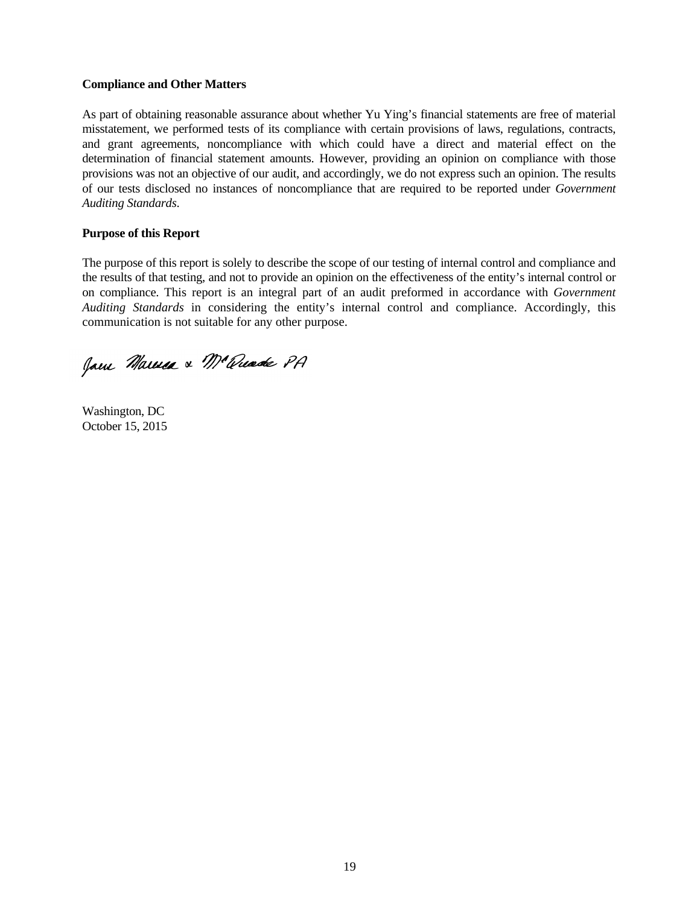**Compliance and Other Matters**

As part of obtaining reasonable assurance about whether Yu Ying's financial statements are free of material misstatement, we performed tests of its compliance with certain provisions of laws, regulations, contracts, and grant agreements, noncompliance with which could have a direct and material effect on the determination of financial statement amounts. However, providing an opinion on compliance with those provisions was not an objective of our audit, and accordingly, we do not express such an opinion. The results of our tests disclosed no instances of noncompliance that are required to be reported under *Government Auditing Standards*.

**Purpose of this Report**

The purpose of this report is solely to describe the scope of our testing of internal control and compliance and the results of that testing, and not to provide an opinion on the effectiveness of the entity's internal control or on compliance. This report is an integral part of an audit preformed in accordance with *Government Auditing Standards* in considering the entity's internal control and compliance. Accordingly, this communication is not suitable for any other purpose.

Jane Marcus & McQuade PA

Washington, DC
October 15, 2015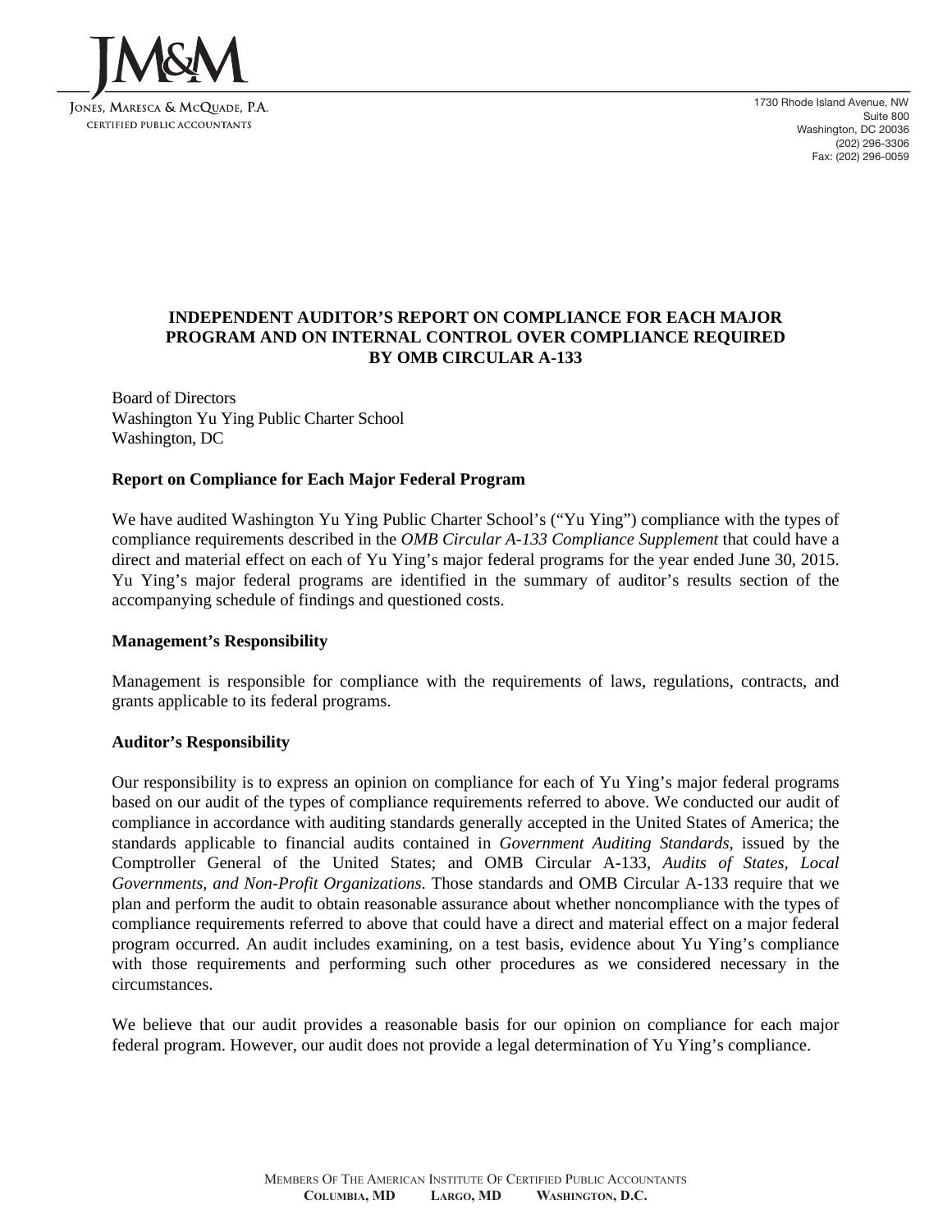**JM&M**

**Jones, Maresca & McQuade, P.A.**
**Certified Public Accountants**

1730 Rhode Island Avenue, NW
Suite 800
Washington, DC 20036
(202) 296-3306
Fax: (202) 296-0059

## INDEPENDENT AUDITOR'S REPORT ON COMPLIANCE FOR EACH MAJOR PROGRAM AND ON INTERNAL CONTROL OVER COMPLIANCE REQUIRED BY OMB CIRCULAR A-133

Board of Directors
Washington Yu Ying Public Charter School
Washington, DC

### Report on Compliance for Each Major Federal Program

We have audited Washington Yu Ying Public Charter School's ("Yu Ying") compliance with the types of compliance requirements described in the *OMB Circular A-133 Compliance Supplement* that could have a direct and material effect on each of Yu Ying's major federal programs for the year ended June 30, 2015. Yu Ying's major federal programs are identified in the summary of auditor's results section of the accompanying schedule of findings and questioned costs.

### Management's Responsibility

Management is responsible for compliance with the requirements of laws, regulations, contracts, and grants applicable to its federal programs.

### Auditor's Responsibility

Our responsibility is to express an opinion on compliance for each of Yu Ying's major federal programs based on our audit of the types of compliance requirements referred to above. We conducted our audit of compliance in accordance with auditing standards generally accepted in the United States of America; the standards applicable to financial audits contained in *Government Auditing Standards*, issued by the Comptroller General of the United States; and OMB Circular A-133, *Audits of States, Local Governments, and Non-Profit Organizations*. Those standards and OMB Circular A-133 require that we plan and perform the audit to obtain reasonable assurance about whether noncompliance with the types of compliance requirements referred to above that could have a direct and material effect on a major federal program occurred. An audit includes examining, on a test basis, evidence about Yu Ying's compliance with those requirements and performing such other procedures as we considered necessary in the circumstances.

We believe that our audit provides a reasonable basis for our opinion on compliance for each major federal program. However, our audit does not provide a legal determination of Yu Ying's compliance.

Members Of The American Institute Of Certified Public Accountants
**Columbia, MD    Largo, MD    Washington, D.C.**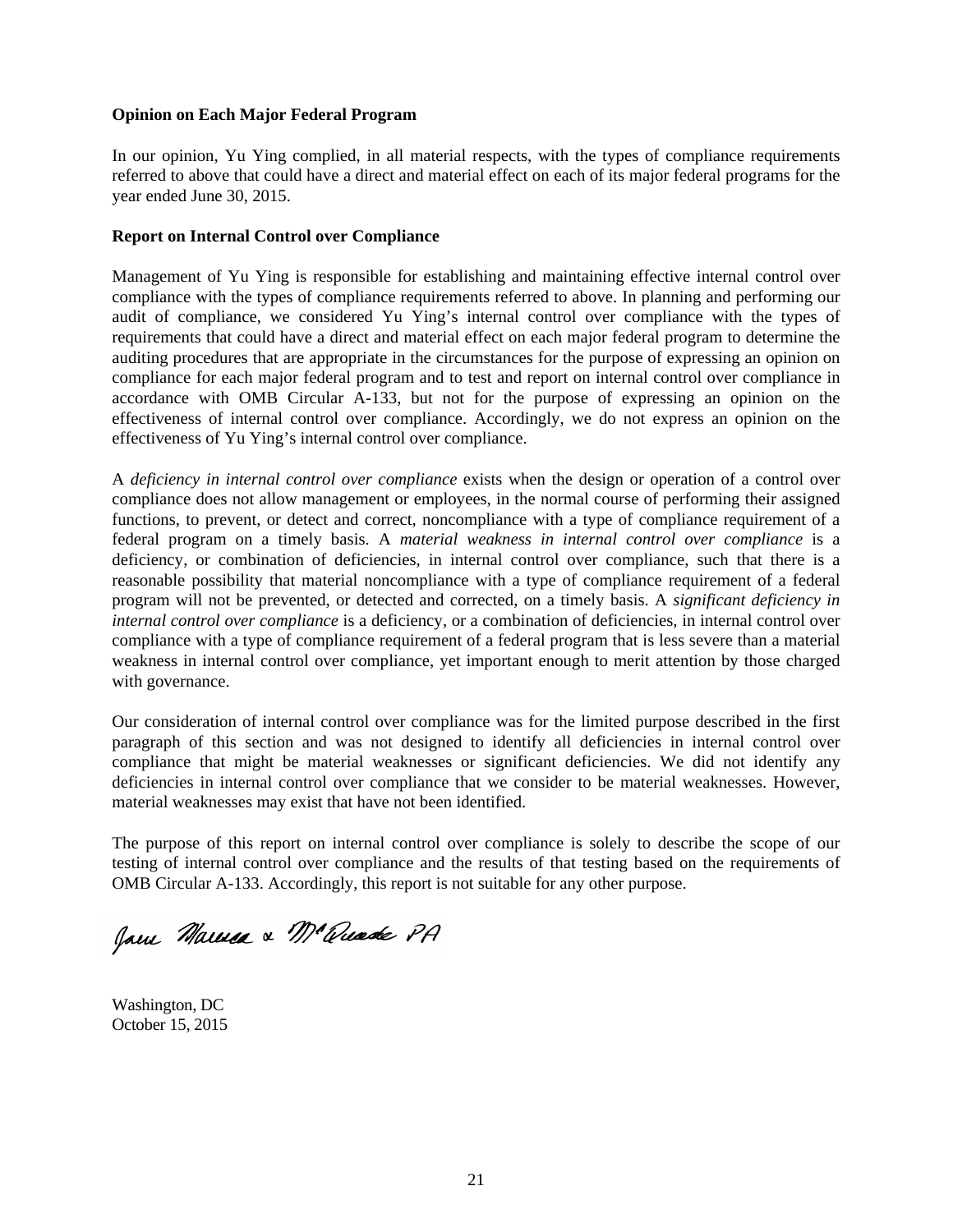**Opinion on Each Major Federal Program**

In our opinion, Yu Ying complied, in all material respects, with the types of compliance requirements referred to above that could have a direct and material effect on each of its major federal programs for the year ended June 30, 2015.

**Report on Internal Control over Compliance**

Management of Yu Ying is responsible for establishing and maintaining effective internal control over compliance with the types of compliance requirements referred to above. In planning and performing our audit of compliance, we considered Yu Ying's internal control over compliance with the types of requirements that could have a direct and material effect on each major federal program to determine the auditing procedures that are appropriate in the circumstances for the purpose of expressing an opinion on compliance for each major federal program and to test and report on internal control over compliance in accordance with OMB Circular A-133, but not for the purpose of expressing an opinion on the effectiveness of internal control over compliance. Accordingly, we do not express an opinion on the effectiveness of Yu Ying's internal control over compliance.

A *deficiency in internal control over compliance* exists when the design or operation of a control over compliance does not allow management or employees, in the normal course of performing their assigned functions, to prevent, or detect and correct, noncompliance with a type of compliance requirement of a federal program on a timely basis. A *material weakness in internal control over compliance* is a deficiency, or combination of deficiencies, in internal control over compliance, such that there is a reasonable possibility that material noncompliance with a type of compliance requirement of a federal program will not be prevented, or detected and corrected, on a timely basis. A *significant deficiency in internal control over compliance* is a deficiency, or a combination of deficiencies, in internal control over compliance with a type of compliance requirement of a federal program that is less severe than a material weakness in internal control over compliance, yet important enough to merit attention by those charged with governance.

Our consideration of internal control over compliance was for the limited purpose described in the first paragraph of this section and was not designed to identify all deficiencies in internal control over compliance that might be material weaknesses or significant deficiencies. We did not identify any deficiencies in internal control over compliance that we consider to be material weaknesses. However, material weaknesses may exist that have not been identified.

The purpose of this report on internal control over compliance is solely to describe the scope of our testing of internal control over compliance and the results of that testing based on the requirements of OMB Circular A-133. Accordingly, this report is not suitable for any other purpose.

Jones Maresca & McQuade PA

Washington, DC
October 15, 2015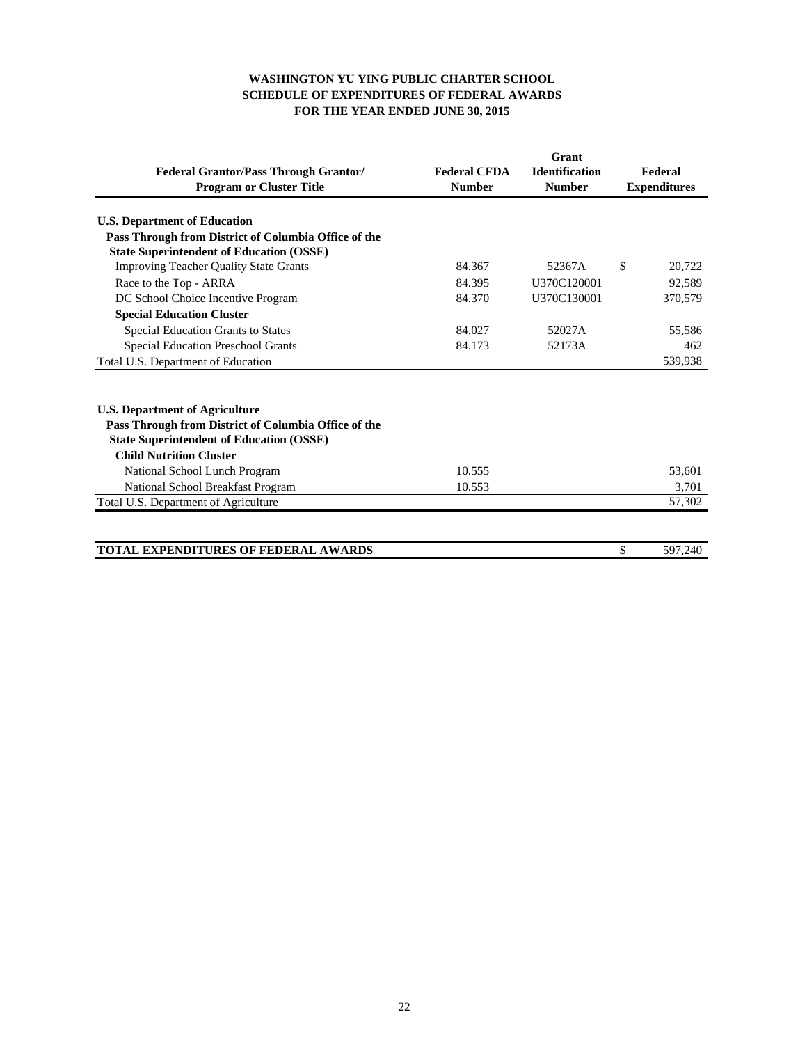**WASHINGTON YU YING PUBLIC CHARTER SCHOOL**
**SCHEDULE OF EXPENDITURES OF FEDERAL AWARDS**
**FOR THE YEAR ENDED JUNE 30, 2015**

| Federal Grantor/Pass Through Grantor/ Program or Cluster Title | Federal CFDA Number | Grant Identification Number | Federal Expenditures |
|---|---|---|---|
| **U.S. Department of Education** | | | |
| **Pass Through from District of Columbia Office of the State Superintendent of Education (OSSE)** | | | |
| Improving Teacher Quality State Grants | 84.367 | 52367A | $ 20,722 |
| Race to the Top - ARRA | 84.395 | U370C120001 | 92,589 |
| DC School Choice Incentive Program | 84.370 | U370C130001 | 370,579 |
| **Special Education Cluster** | | | |
| Special Education Grants to States | 84.027 | 52027A | 55,586 |
| Special Education Preschool Grants | 84.173 | 52173A | 462 |
| Total U.S. Department of Education | | | 539,938 |
| | | | |
| **U.S. Department of Agriculture** | | | |
| **Pass Through from District of Columbia Office of the State Superintendent of Education (OSSE)** | | | |
| **Child Nutrition Cluster** | | | |
| National School Lunch Program | 10.555 | | 53,601 |
| National School Breakfast Program | 10.553 | | 3,701 |
| Total U.S. Department of Agriculture | | | 57,302 |
| | | | |
| **TOTAL EXPENDITURES OF FEDERAL AWARDS** | | | $ 597,240 |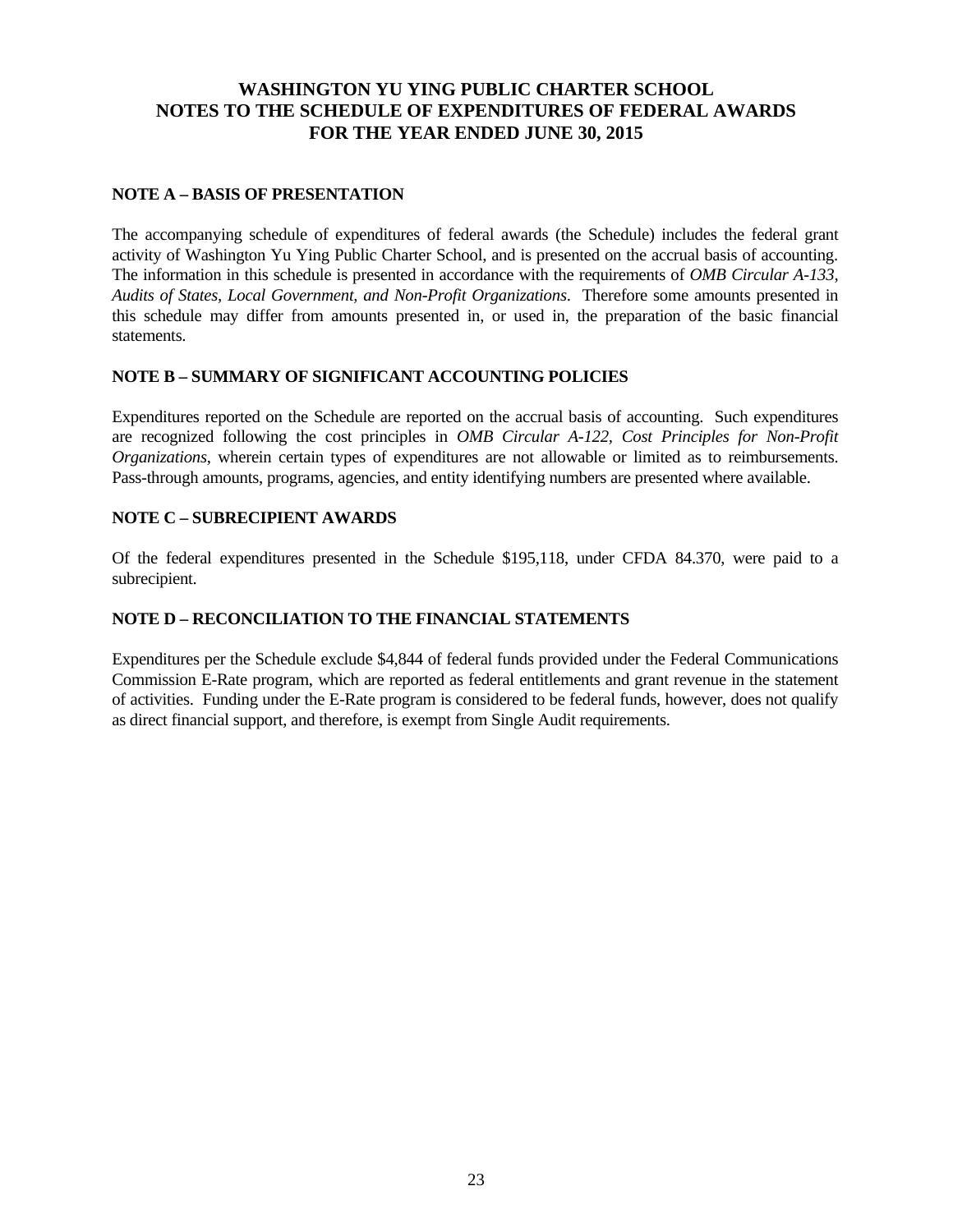# WASHINGTON YU YING PUBLIC CHARTER SCHOOL
# NOTES TO THE SCHEDULE OF EXPENDITURES OF FEDERAL AWARDS
# FOR THE YEAR ENDED JUNE 30, 2015

## NOTE A – BASIS OF PRESENTATION

The accompanying schedule of expenditures of federal awards (the Schedule) includes the federal grant activity of Washington Yu Ying Public Charter School, and is presented on the accrual basis of accounting. The information in this schedule is presented in accordance with the requirements of *OMB Circular A-133, Audits of States, Local Government, and Non-Profit Organizations*. Therefore some amounts presented in this schedule may differ from amounts presented in, or used in, the preparation of the basic financial statements.

## NOTE B – SUMMARY OF SIGNIFICANT ACCOUNTING POLICIES

Expenditures reported on the Schedule are reported on the accrual basis of accounting. Such expenditures are recognized following the cost principles in *OMB Circular A-122, Cost Principles for Non-Profit Organizations*, wherein certain types of expenditures are not allowable or limited as to reimbursements. Pass-through amounts, programs, agencies, and entity identifying numbers are presented where available.

## NOTE C – SUBRECIPIENT AWARDS

Of the federal expenditures presented in the Schedule $195,118, under CFDA 84.370, were paid to a subrecipient.

## NOTE D – RECONCILIATION TO THE FINANCIAL STATEMENTS

Expenditures per the Schedule exclude $4,844 of federal funds provided under the Federal Communications Commission E-Rate program, which are reported as federal entitlements and grant revenue in the statement of activities. Funding under the E-Rate program is considered to be federal funds, however, does not qualify as direct financial support, and therefore, is exempt from Single Audit requirements.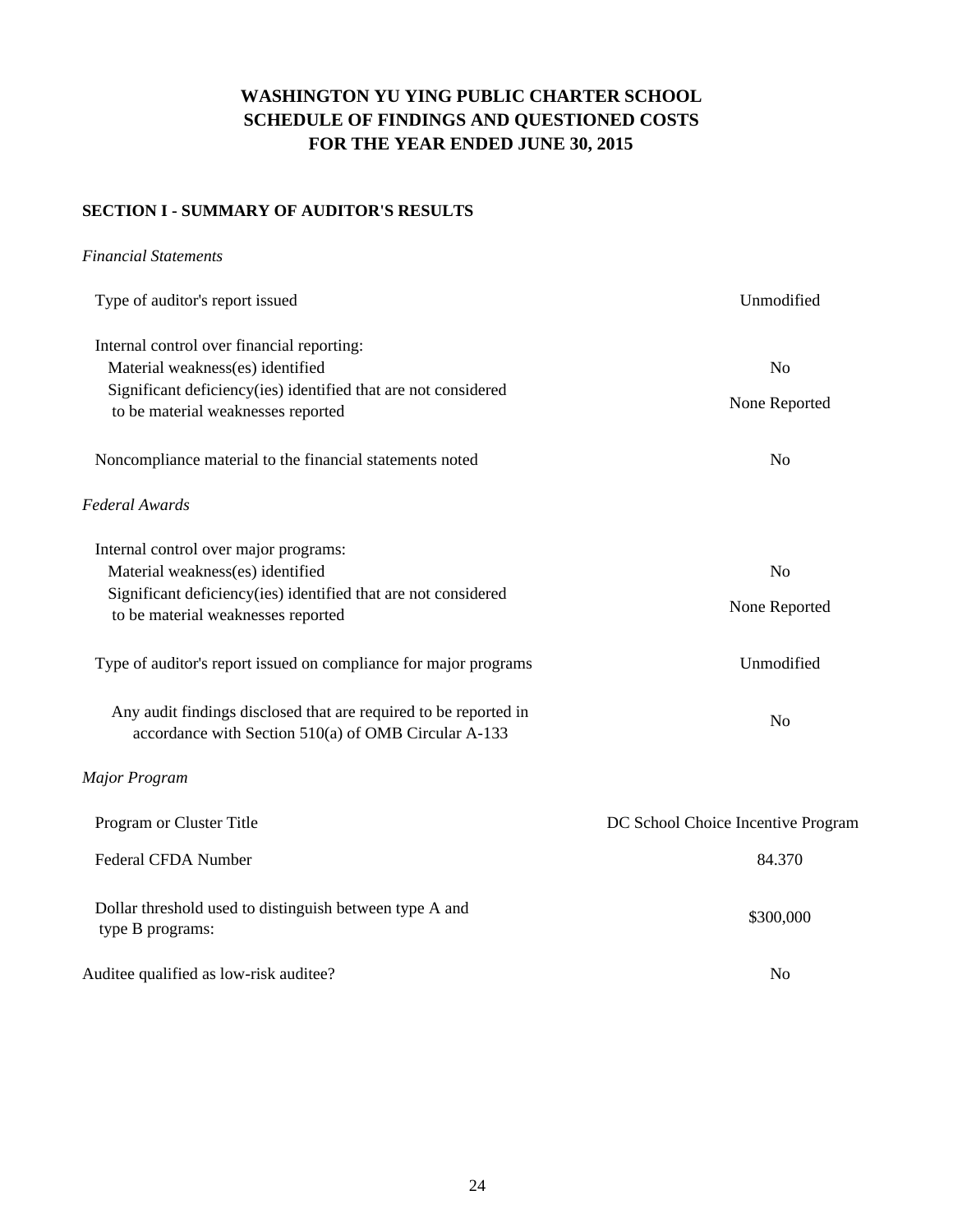# WASHINGTON YU YING PUBLIC CHARTER SCHOOL
## SCHEDULE OF FINDINGS AND QUESTIONED COSTS
## FOR THE YEAR ENDED JUNE 30, 2015

### SECTION I - SUMMARY OF AUDITOR'S RESULTS

*Financial Statements*

| | |
|---|---|
| Type of auditor's report issued | Unmodified |
| Internal control over financial reporting: | |
| Material weakness(es) identified | No |
| Significant deficiency(ies) identified that are not considered to be material weaknesses reported | None Reported |
| Noncompliance material to the financial statements noted | No |

*Federal Awards*

| | |
|---|---|
| Internal control over major programs: | |
| Material weakness(es) identified | No |
| Significant deficiency(ies) identified that are not considered to be material weaknesses reported | None Reported |
| Type of auditor's report issued on compliance for major programs | Unmodified |
| Any audit findings disclosed that are required to be reported in accordance with Section 510(a) of OMB Circular A-133 | No |

*Major Program*

| | |
|---|---|
| Program or Cluster Title | DC School Choice Incentive Program |
| Federal CFDA Number | 84.370 |
| Dollar threshold used to distinguish between type A and type B programs: | $300,000 |
| Auditee qualified as low-risk auditee? | No |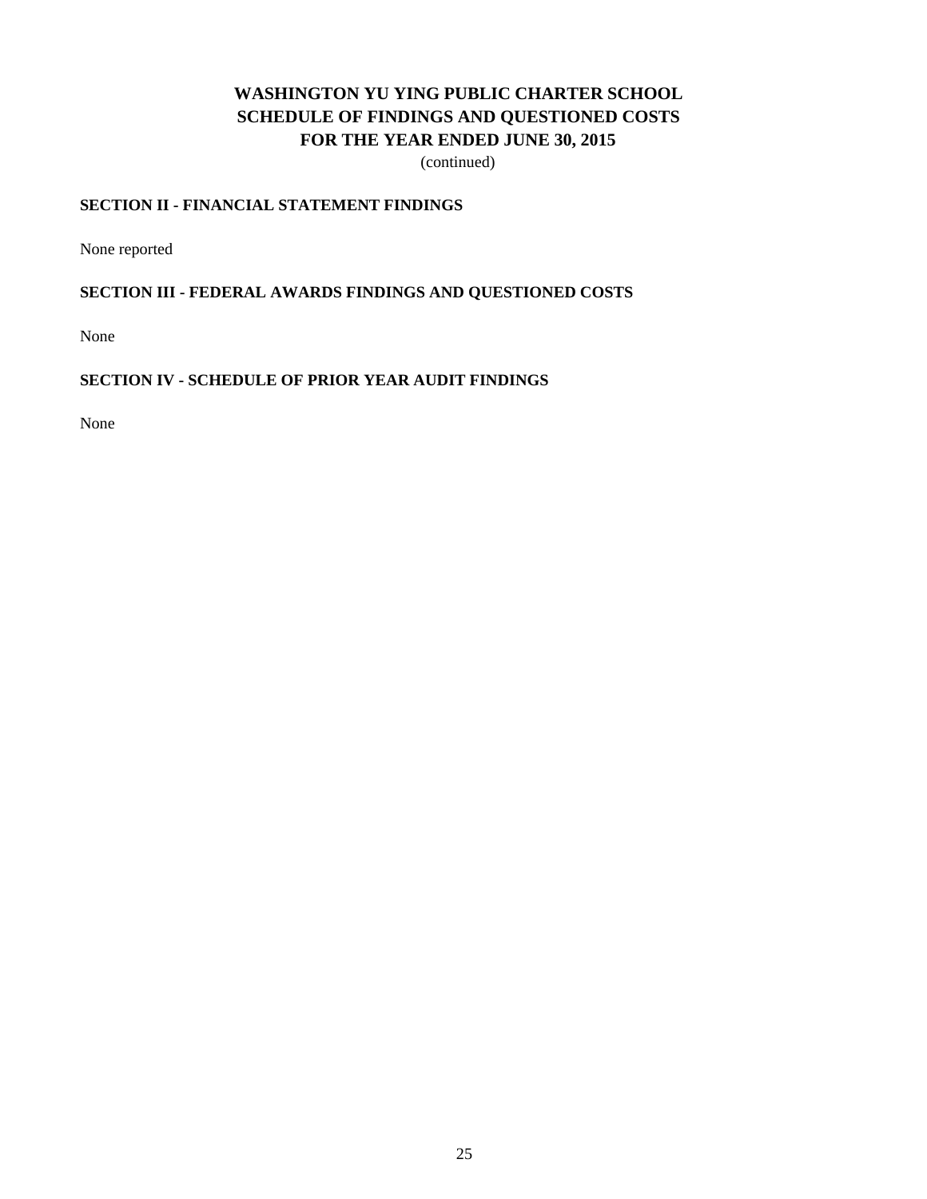# WASHINGTON YU YING PUBLIC CHARTER SCHOOL
# SCHEDULE OF FINDINGS AND QUESTIONED COSTS
# FOR THE YEAR ENDED JUNE 30, 2015

(continued)

## SECTION II - FINANCIAL STATEMENT FINDINGS

None reported

## SECTION III - FEDERAL AWARDS FINDINGS AND QUESTIONED COSTS

None

## SECTION IV - SCHEDULE OF PRIOR YEAR AUDIT FINDINGS

None